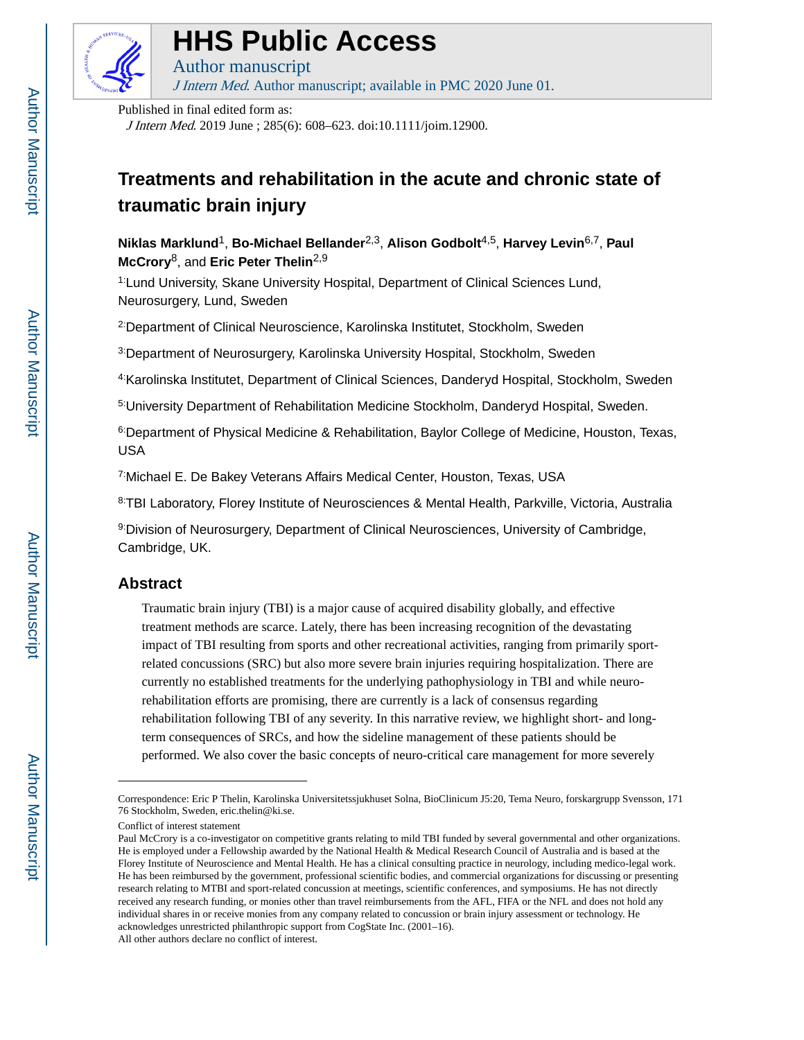# HHS Public Access

Author manuscript

*J Intern Med*. Author manuscript; available in PMC 2020 June 01.

Published in final edited form as:

*J Intern Med*. 2019 June ; 285(6): 608–623. doi:10.1111/joim.12900.

# Treatments and rehabilitation in the acute and chronic state of traumatic brain injury

**Niklas Marklund**[1], **Bo-Michael Bellander**[2,3], **Alison Godbolt**[4,5], **Harvey Levin**[6,7], **Paul McCrory**[8], and **Eric Peter Thelin**[2,9]

[1]Lund University, Skane University Hospital, Department of Clinical Sciences Lund, Neurosurgery, Lund, Sweden

[2]Department of Clinical Neuroscience, Karolinska Institutet, Stockholm, Sweden

[3]Department of Neurosurgery, Karolinska University Hospital, Stockholm, Sweden

[4]Karolinska Institutet, Department of Clinical Sciences, Danderyd Hospital, Stockholm, Sweden

[5]University Department of Rehabilitation Medicine Stockholm, Danderyd Hospital, Sweden.

[6]Department of Physical Medicine & Rehabilitation, Baylor College of Medicine, Houston, Texas, USA

[7]Michael E. De Bakey Veterans Affairs Medical Center, Houston, Texas, USA

[8]TBI Laboratory, Florey Institute of Neurosciences & Mental Health, Parkville, Victoria, Australia

[9]Division of Neurosurgery, Department of Clinical Neurosciences, University of Cambridge, Cambridge, UK.

## Abstract

Traumatic brain injury (TBI) is a major cause of acquired disability globally, and effective treatment methods are scarce. Lately, there has been increasing recognition of the devastating impact of TBI resulting from sports and other recreational activities, ranging from primarily sport-related concussions (SRC) but also more severe brain injuries requiring hospitalization. There are currently no established treatments for the underlying pathophysiology in TBI and while neuro-rehabilitation efforts are promising, there are currently is a lack of consensus regarding rehabilitation following TBI of any severity. In this narrative review, we highlight short- and long-term consequences of SRCs, and how the sideline management of these patients should be performed. We also cover the basic concepts of neuro-critical care management for more severely

---

Correspondence: Eric P Thelin, Karolinska Universitetssjukhuset Solna, BioClinicum J5:20, Tema Neuro, forskargrupp Svensson, 171 76 Stockholm, Sweden, eric.thelin@ki.se.

Conflict of interest statement

Paul McCrory is a co-investigator on competitive grants relating to mild TBI funded by several governmental and other organizations. He is employed under a Fellowship awarded by the National Health & Medical Research Council of Australia and is based at the Florey Institute of Neuroscience and Mental Health. He has a clinical consulting practice in neurology, including medico-legal work. He has been reimbursed by the government, professional scientific bodies, and commercial organizations for discussing or presenting research relating to MTBI and sport-related concussion at meetings, scientific conferences, and symposiums. He has not directly received any research funding, or monies other than travel reimbursements from the AFL, FIFA or the NFL and does not hold any individual shares in or receive monies from any company related to concussion or brain injury assessment or technology. He acknowledges unrestricted philanthropic support from CogState Inc. (2001–16).

All other authors declare no conflict of interest.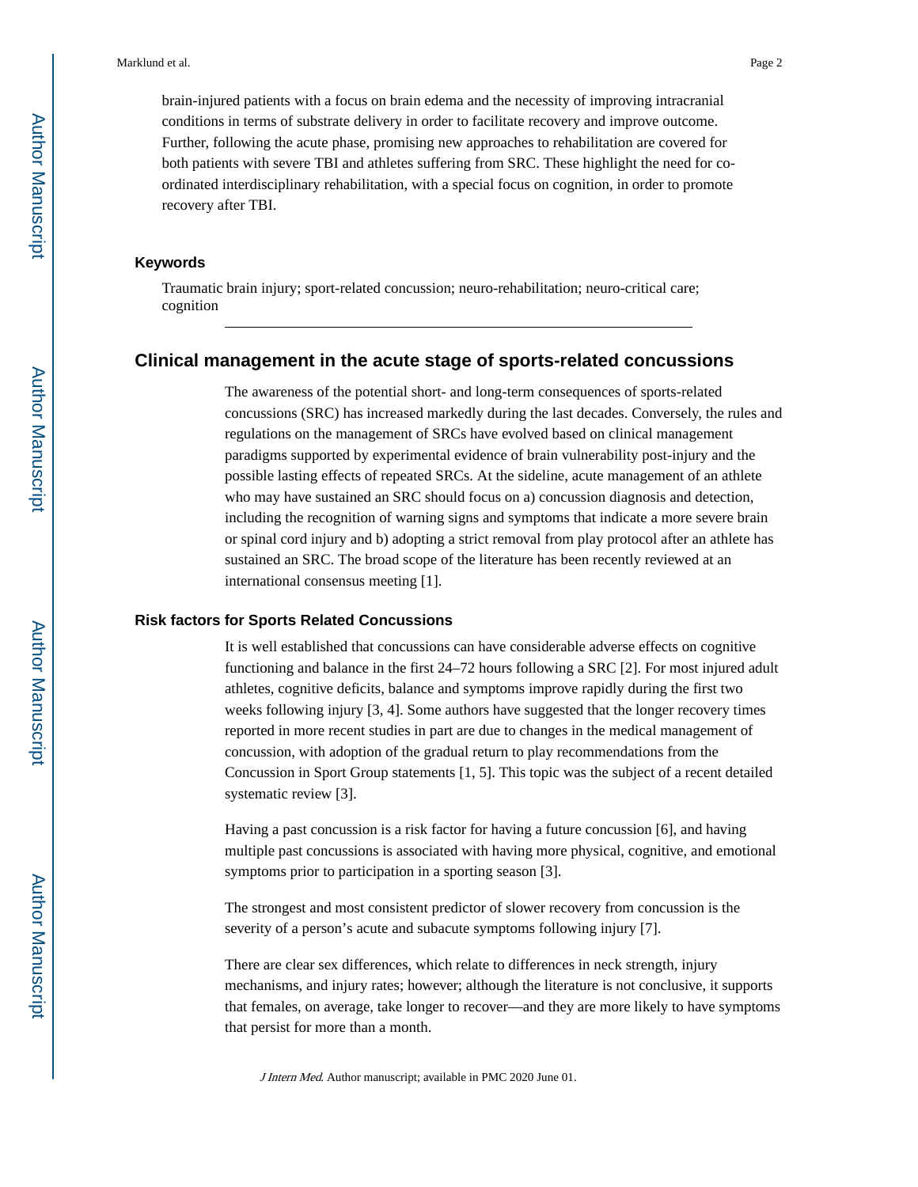brain-injured patients with a focus on brain edema and the necessity of improving intracranial conditions in terms of substrate delivery in order to facilitate recovery and improve outcome. Further, following the acute phase, promising new approaches to rehabilitation are covered for both patients with severe TBI and athletes suffering from SRC. These highlight the need for co-ordinated interdisciplinary rehabilitation, with a special focus on cognition, in order to promote recovery after TBI.

### Keywords

Traumatic brain injury; sport-related concussion; neuro-rehabilitation; neuro-critical care; cognition

## Clinical management in the acute stage of sports-related concussions

The awareness of the potential short- and long-term consequences of sports-related concussions (SRC) has increased markedly during the last decades. Conversely, the rules and regulations on the management of SRCs have evolved based on clinical management paradigms supported by experimental evidence of brain vulnerability post-injury and the possible lasting effects of repeated SRCs. At the sideline, acute management of an athlete who may have sustained an SRC should focus on a) concussion diagnosis and detection, including the recognition of warning signs and symptoms that indicate a more severe brain or spinal cord injury and b) adopting a strict removal from play protocol after an athlete has sustained an SRC. The broad scope of the literature has been recently reviewed at an international consensus meeting [1].

### Risk factors for Sports Related Concussions

It is well established that concussions can have considerable adverse effects on cognitive functioning and balance in the first 24–72 hours following a SRC [2]. For most injured adult athletes, cognitive deficits, balance and symptoms improve rapidly during the first two weeks following injury [3, 4]. Some authors have suggested that the longer recovery times reported in more recent studies in part are due to changes in the medical management of concussion, with adoption of the gradual return to play recommendations from the Concussion in Sport Group statements [1, 5]. This topic was the subject of a recent detailed systematic review [3].

Having a past concussion is a risk factor for having a future concussion [6], and having multiple past concussions is associated with having more physical, cognitive, and emotional symptoms prior to participation in a sporting season [3].

The strongest and most consistent predictor of slower recovery from concussion is the severity of a person's acute and subacute symptoms following injury [7].

There are clear sex differences, which relate to differences in neck strength, injury mechanisms, and injury rates; however; although the literature is not conclusive, it supports that females, on average, take longer to recover—and they are more likely to have symptoms that persist for more than a month.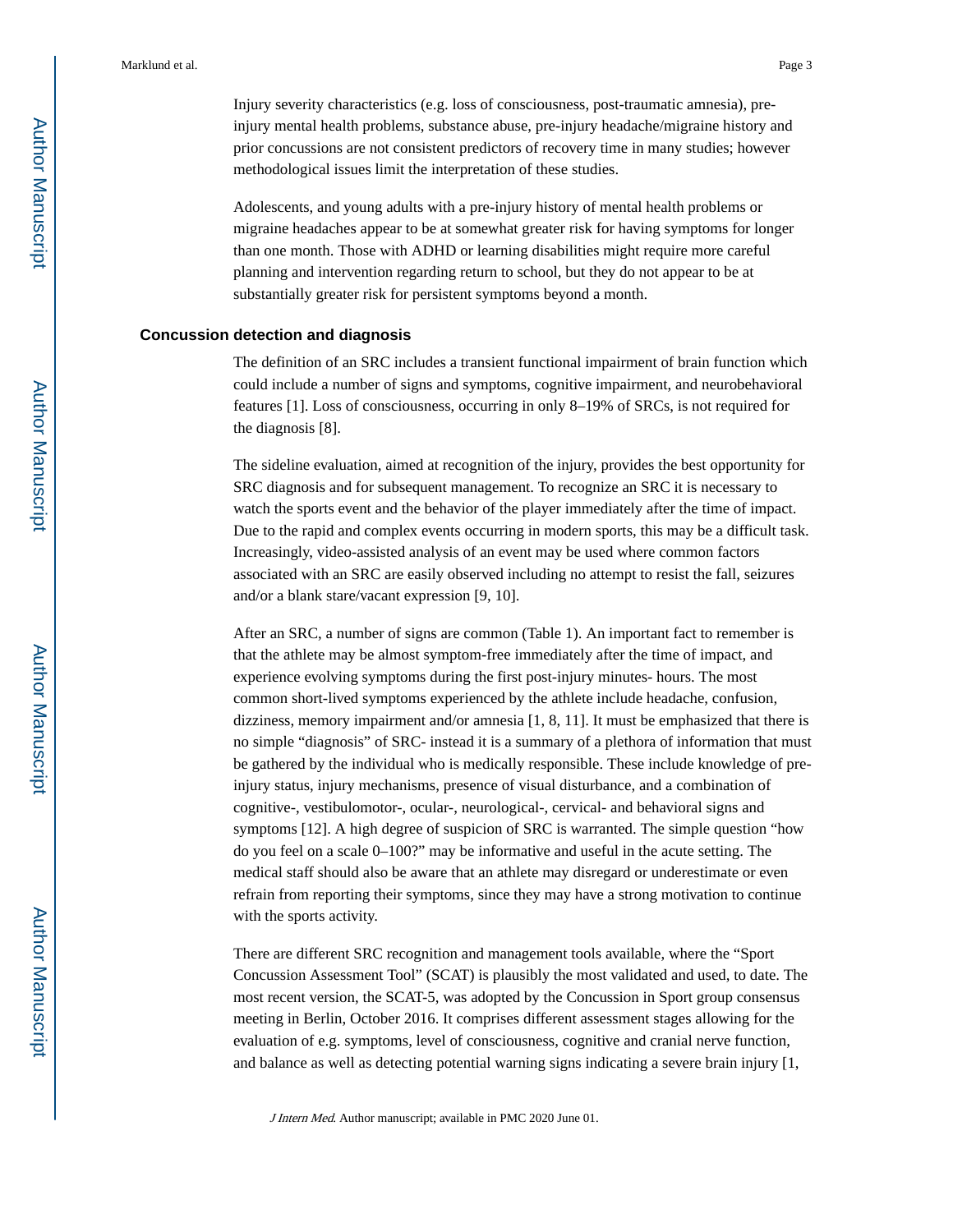Injury severity characteristics (e.g. loss of consciousness, post-traumatic amnesia), pre-injury mental health problems, substance abuse, pre-injury headache/migraine history and prior concussions are not consistent predictors of recovery time in many studies; however methodological issues limit the interpretation of these studies.

Adolescents, and young adults with a pre-injury history of mental health problems or migraine headaches appear to be at somewhat greater risk for having symptoms for longer than one month. Those with ADHD or learning disabilities might require more careful planning and intervention regarding return to school, but they do not appear to be at substantially greater risk for persistent symptoms beyond a month.

## Concussion detection and diagnosis

The definition of an SRC includes a transient functional impairment of brain function which could include a number of signs and symptoms, cognitive impairment, and neurobehavioral features [1]. Loss of consciousness, occurring in only 8–19% of SRCs, is not required for the diagnosis [8].

The sideline evaluation, aimed at recognition of the injury, provides the best opportunity for SRC diagnosis and for subsequent management. To recognize an SRC it is necessary to watch the sports event and the behavior of the player immediately after the time of impact. Due to the rapid and complex events occurring in modern sports, this may be a difficult task. Increasingly, video-assisted analysis of an event may be used where common factors associated with an SRC are easily observed including no attempt to resist the fall, seizures and/or a blank stare/vacant expression [9, 10].

After an SRC, a number of signs are common (Table 1). An important fact to remember is that the athlete may be almost symptom-free immediately after the time of impact, and experience evolving symptoms during the first post-injury minutes- hours. The most common short-lived symptoms experienced by the athlete include headache, confusion, dizziness, memory impairment and/or amnesia [1, 8, 11]. It must be emphasized that there is no simple "diagnosis" of SRC- instead it is a summary of a plethora of information that must be gathered by the individual who is medically responsible. These include knowledge of pre-injury status, injury mechanisms, presence of visual disturbance, and a combination of cognitive-, vestibulomotor-, ocular-, neurological-, cervical- and behavioral signs and symptoms [12]. A high degree of suspicion of SRC is warranted. The simple question "how do you feel on a scale 0–100?" may be informative and useful in the acute setting. The medical staff should also be aware that an athlete may disregard or underestimate or even refrain from reporting their symptoms, since they may have a strong motivation to continue with the sports activity.

There are different SRC recognition and management tools available, where the "Sport Concussion Assessment Tool" (SCAT) is plausibly the most validated and used, to date. The most recent version, the SCAT-5, was adopted by the Concussion in Sport group consensus meeting in Berlin, October 2016. It comprises different assessment stages allowing for the evaluation of e.g. symptoms, level of consciousness, cognitive and cranial nerve function, and balance as well as detecting potential warning signs indicating a severe brain injury [1,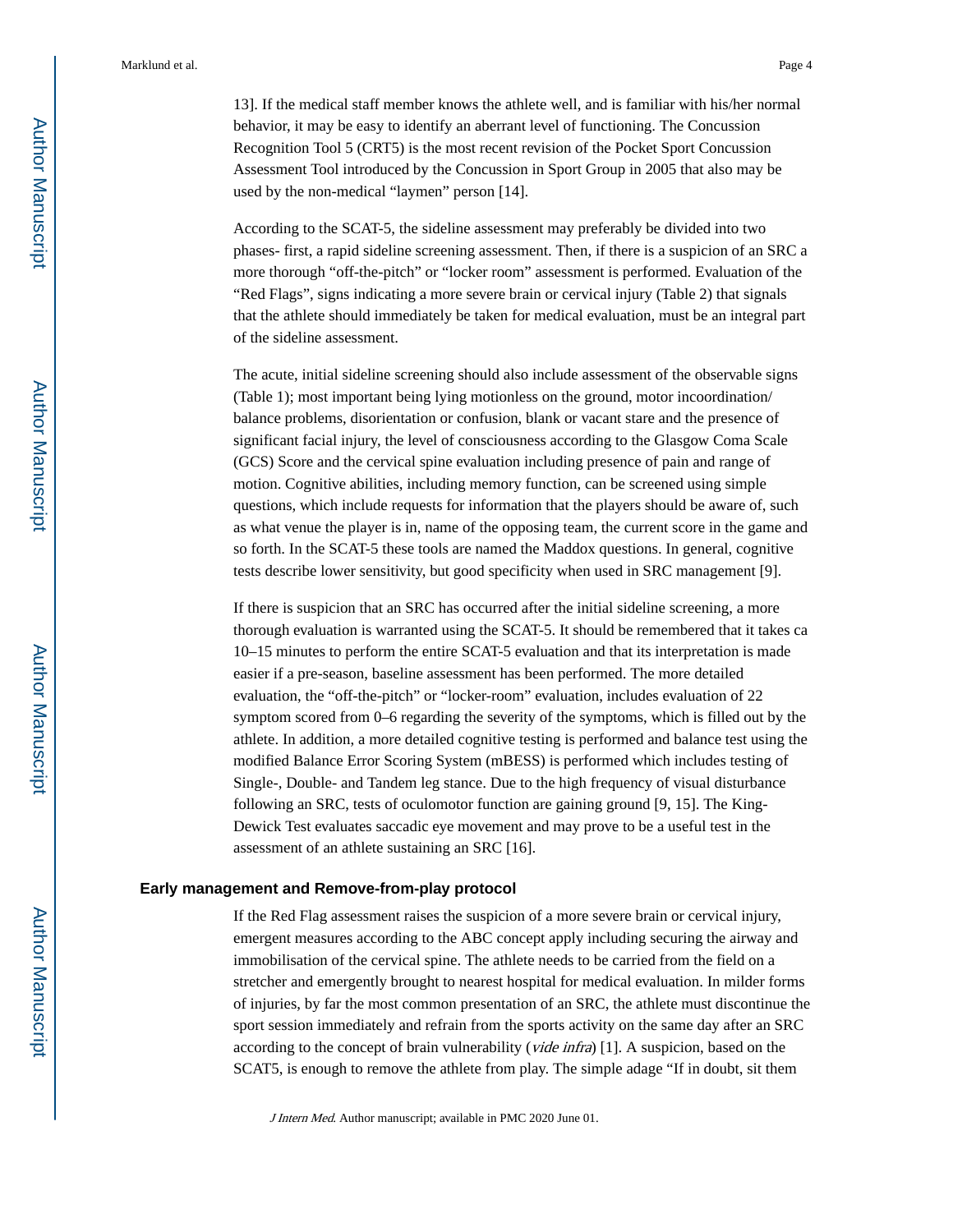13]. If the medical staff member knows the athlete well, and is familiar with his/her normal behavior, it may be easy to identify an aberrant level of functioning. The Concussion Recognition Tool 5 (CRT5) is the most recent revision of the Pocket Sport Concussion Assessment Tool introduced by the Concussion in Sport Group in 2005 that also may be used by the non-medical "laymen" person [14].

According to the SCAT-5, the sideline assessment may preferably be divided into two phases- first, a rapid sideline screening assessment. Then, if there is a suspicion of an SRC a more thorough "off-the-pitch" or "locker room" assessment is performed. Evaluation of the "Red Flags", signs indicating a more severe brain or cervical injury (Table 2) that signals that the athlete should immediately be taken for medical evaluation, must be an integral part of the sideline assessment.

The acute, initial sideline screening should also include assessment of the observable signs (Table 1); most important being lying motionless on the ground, motor incoordination/ balance problems, disorientation or confusion, blank or vacant stare and the presence of significant facial injury, the level of consciousness according to the Glasgow Coma Scale (GCS) Score and the cervical spine evaluation including presence of pain and range of motion. Cognitive abilities, including memory function, can be screened using simple questions, which include requests for information that the players should be aware of, such as what venue the player is in, name of the opposing team, the current score in the game and so forth. In the SCAT-5 these tools are named the Maddox questions. In general, cognitive tests describe lower sensitivity, but good specificity when used in SRC management [9].

If there is suspicion that an SRC has occurred after the initial sideline screening, a more thorough evaluation is warranted using the SCAT-5. It should be remembered that it takes ca 10–15 minutes to perform the entire SCAT-5 evaluation and that its interpretation is made easier if a pre-season, baseline assessment has been performed. The more detailed evaluation, the "off-the-pitch" or "locker-room" evaluation, includes evaluation of 22 symptom scored from 0–6 regarding the severity of the symptoms, which is filled out by the athlete. In addition, a more detailed cognitive testing is performed and balance test using the modified Balance Error Scoring System (mBESS) is performed which includes testing of Single-, Double- and Tandem leg stance. Due to the high frequency of visual disturbance following an SRC, tests of oculomotor function are gaining ground [9, 15]. The King-Dewick Test evaluates saccadic eye movement and may prove to be a useful test in the assessment of an athlete sustaining an SRC [16].

## Early management and Remove-from-play protocol

If the Red Flag assessment raises the suspicion of a more severe brain or cervical injury, emergent measures according to the ABC concept apply including securing the airway and immobilisation of the cervical spine. The athlete needs to be carried from the field on a stretcher and emergently brought to nearest hospital for medical evaluation. In milder forms of injuries, by far the most common presentation of an SRC, the athlete must discontinue the sport session immediately and refrain from the sports activity on the same day after an SRC according to the concept of brain vulnerability (*vide infra*) [1]. A suspicion, based on the SCAT5, is enough to remove the athlete from play. The simple adage "If in doubt, sit them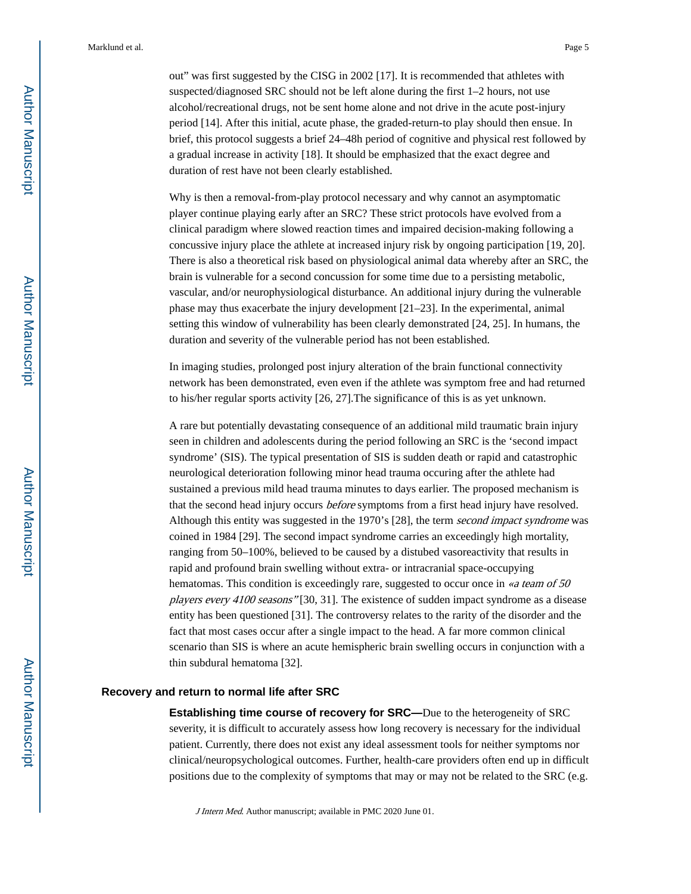out" was first suggested by the CISG in 2002 [17]. It is recommended that athletes with suspected/diagnosed SRC should not be left alone during the first 1–2 hours, not use alcohol/recreational drugs, not be sent home alone and not drive in the acute post-injury period [14]. After this initial, acute phase, the graded-return-to play should then ensue. In brief, this protocol suggests a brief 24–48h period of cognitive and physical rest followed by a gradual increase in activity [18]. It should be emphasized that the exact degree and duration of rest have not been clearly established.

Why is then a removal-from-play protocol necessary and why cannot an asymptomatic player continue playing early after an SRC? These strict protocols have evolved from a clinical paradigm where slowed reaction times and impaired decision-making following a concussive injury place the athlete at increased injury risk by ongoing participation [19, 20]. There is also a theoretical risk based on physiological animal data whereby after an SRC, the brain is vulnerable for a second concussion for some time due to a persisting metabolic, vascular, and/or neurophysiological disturbance. An additional injury during the vulnerable phase may thus exacerbate the injury development [21–23]. In the experimental, animal setting this window of vulnerability has been clearly demonstrated [24, 25]. In humans, the duration and severity of the vulnerable period has not been established.

In imaging studies, prolonged post injury alteration of the brain functional connectivity network has been demonstrated, even even if the athlete was symptom free and had returned to his/her regular sports activity [26, 27].The significance of this is as yet unknown.

A rare but potentially devastating consequence of an additional mild traumatic brain injury seen in children and adolescents during the period following an SRC is the 'second impact syndrome' (SIS). The typical presentation of SIS is sudden death or rapid and catastrophic neurological deterioration following minor head trauma occuring after the athlete had sustained a previous mild head trauma minutes to days earlier. The proposed mechanism is that the second head injury occurs *before* symptoms from a first head injury have resolved. Although this entity was suggested in the 1970's [28], the term *second impact syndrome* was coined in 1984 [29]. The second impact syndrome carries an exceedingly high mortality, ranging from 50–100%, believed to be caused by a distubed vasoreactivity that results in rapid and profound brain swelling without extra- or intracranial space-occupying hematomas. This condition is exceedingly rare, suggested to occur once in *«a team of 50 players every 4100 seasons"* [30, 31]. The existence of sudden impact syndrome as a disease entity has been questioned [31]. The controversy relates to the rarity of the disorder and the fact that most cases occur after a single impact to the head. A far more common clinical scenario than SIS is where an acute hemispheric brain swelling occurs in conjunction with a thin subdural hematoma [32].

## Recovery and return to normal life after SRC

**Establishing time course of recovery for SRC—**Due to the heterogeneity of SRC severity, it is difficult to accurately assess how long recovery is necessary for the individual patient. Currently, there does not exist any ideal assessment tools for neither symptoms nor clinical/neuropsychological outcomes. Further, health-care providers often end up in difficult positions due to the complexity of symptoms that may or may not be related to the SRC (e.g.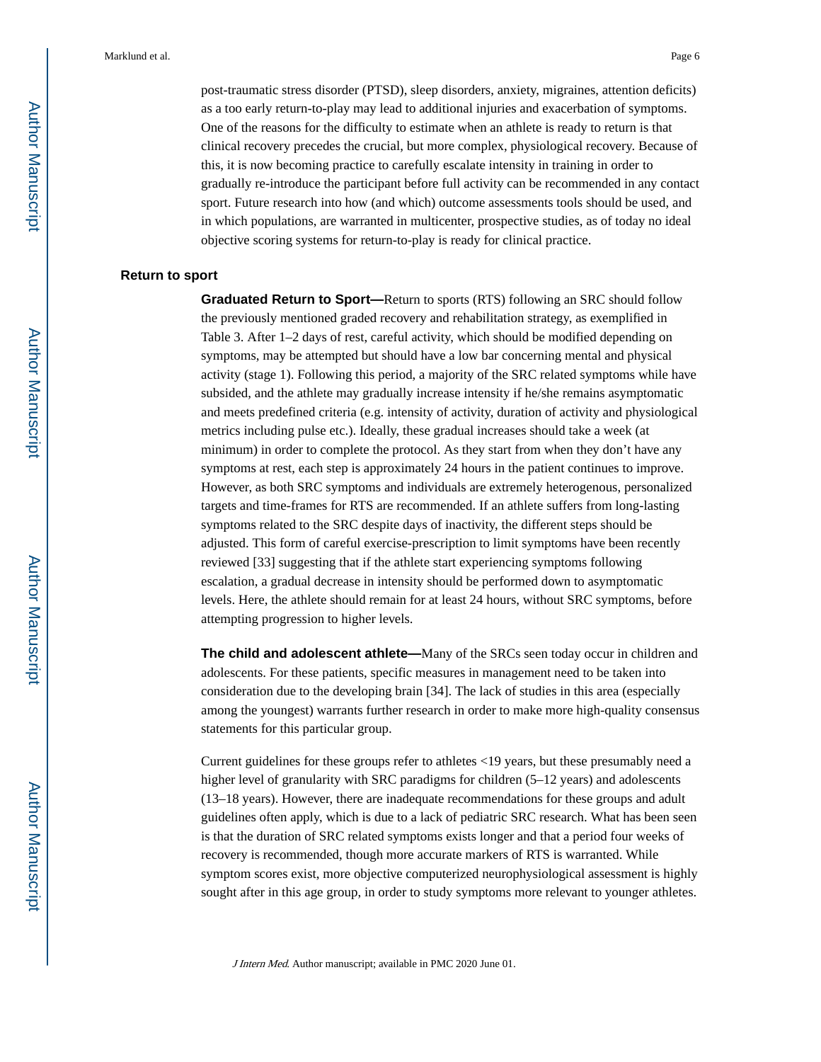post-traumatic stress disorder (PTSD), sleep disorders, anxiety, migraines, attention deficits) as a too early return-to-play may lead to additional injuries and exacerbation of symptoms. One of the reasons for the difficulty to estimate when an athlete is ready to return is that clinical recovery precedes the crucial, but more complex, physiological recovery. Because of this, it is now becoming practice to carefully escalate intensity in training in order to gradually re-introduce the participant before full activity can be recommended in any contact sport. Future research into how (and which) outcome assessments tools should be used, and in which populations, are warranted in multicenter, prospective studies, as of today no ideal objective scoring systems for return-to-play is ready for clinical practice.

## Return to sport

**Graduated Return to Sport—**Return to sports (RTS) following an SRC should follow the previously mentioned graded recovery and rehabilitation strategy, as exemplified in Table 3. After 1–2 days of rest, careful activity, which should be modified depending on symptoms, may be attempted but should have a low bar concerning mental and physical activity (stage 1). Following this period, a majority of the SRC related symptoms while have subsided, and the athlete may gradually increase intensity if he/she remains asymptomatic and meets predefined criteria (e.g. intensity of activity, duration of activity and physiological metrics including pulse etc.). Ideally, these gradual increases should take a week (at minimum) in order to complete the protocol. As they start from when they don't have any symptoms at rest, each step is approximately 24 hours in the patient continues to improve. However, as both SRC symptoms and individuals are extremely heterogenous, personalized targets and time-frames for RTS are recommended. If an athlete suffers from long-lasting symptoms related to the SRC despite days of inactivity, the different steps should be adjusted. This form of careful exercise-prescription to limit symptoms have been recently reviewed [33] suggesting that if the athlete start experiencing symptoms following escalation, a gradual decrease in intensity should be performed down to asymptomatic levels. Here, the athlete should remain for at least 24 hours, without SRC symptoms, before attempting progression to higher levels.

**The child and adolescent athlete—**Many of the SRCs seen today occur in children and adolescents. For these patients, specific measures in management need to be taken into consideration due to the developing brain [34]. The lack of studies in this area (especially among the youngest) warrants further research in order to make more high-quality consensus statements for this particular group.

Current guidelines for these groups refer to athletes <19 years, but these presumably need a higher level of granularity with SRC paradigms for children (5–12 years) and adolescents (13–18 years). However, there are inadequate recommendations for these groups and adult guidelines often apply, which is due to a lack of pediatric SRC research. What has been seen is that the duration of SRC related symptoms exists longer and that a period four weeks of recovery is recommended, though more accurate markers of RTS is warranted. While symptom scores exist, more objective computerized neurophysiological assessment is highly sought after in this age group, in order to study symptoms more relevant to younger athletes.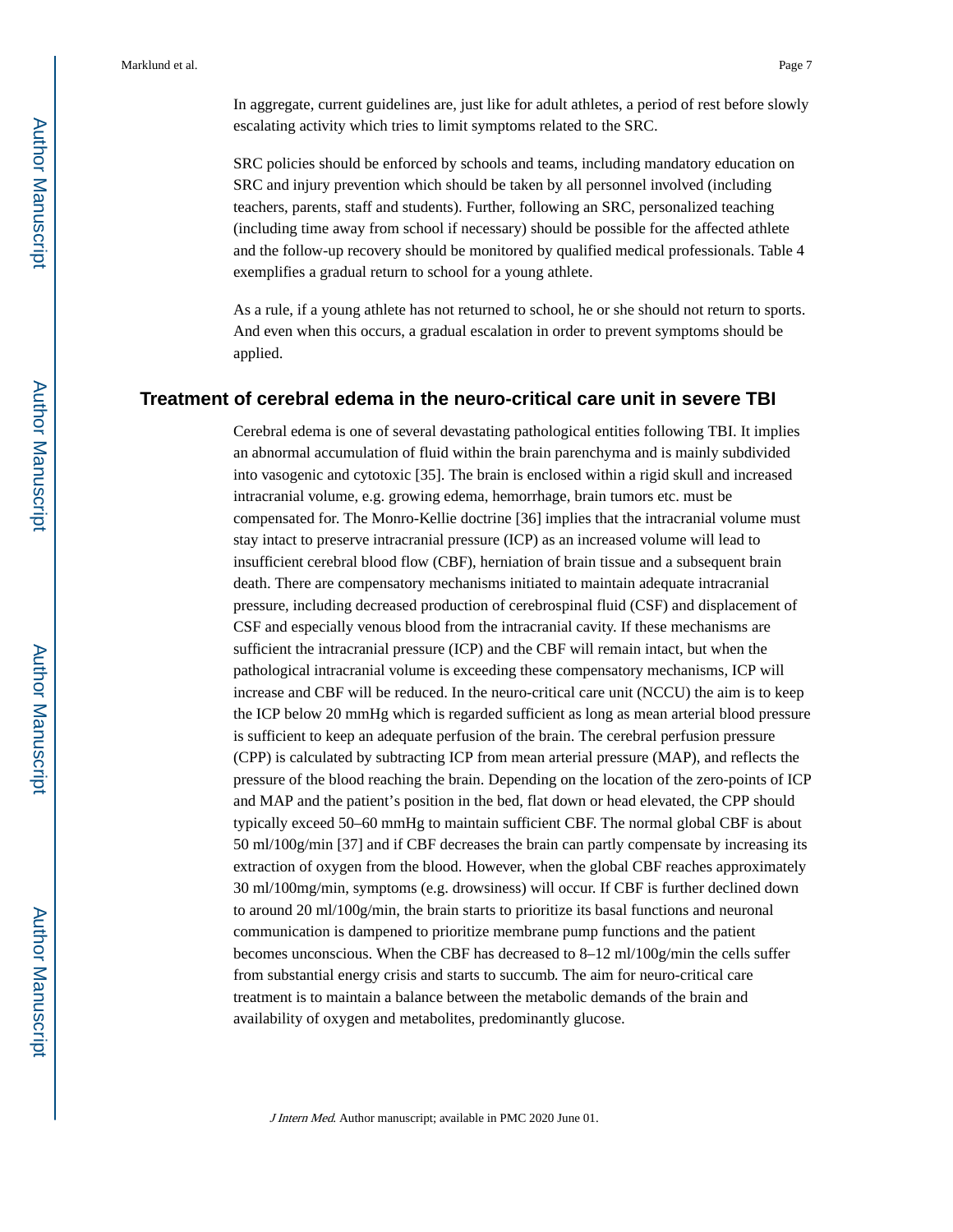In aggregate, current guidelines are, just like for adult athletes, a period of rest before slowly escalating activity which tries to limit symptoms related to the SRC.

SRC policies should be enforced by schools and teams, including mandatory education on SRC and injury prevention which should be taken by all personnel involved (including teachers, parents, staff and students). Further, following an SRC, personalized teaching (including time away from school if necessary) should be possible for the affected athlete and the follow-up recovery should be monitored by qualified medical professionals. Table 4 exemplifies a gradual return to school for a young athlete.

As a rule, if a young athlete has not returned to school, he or she should not return to sports. And even when this occurs, a gradual escalation in order to prevent symptoms should be applied.

## Treatment of cerebral edema in the neuro-critical care unit in severe TBI

Cerebral edema is one of several devastating pathological entities following TBI. It implies an abnormal accumulation of fluid within the brain parenchyma and is mainly subdivided into vasogenic and cytotoxic [35]. The brain is enclosed within a rigid skull and increased intracranial volume, e.g. growing edema, hemorrhage, brain tumors etc. must be compensated for. The Monro-Kellie doctrine [36] implies that the intracranial volume must stay intact to preserve intracranial pressure (ICP) as an increased volume will lead to insufficient cerebral blood flow (CBF), herniation of brain tissue and a subsequent brain death. There are compensatory mechanisms initiated to maintain adequate intracranial pressure, including decreased production of cerebrospinal fluid (CSF) and displacement of CSF and especially venous blood from the intracranial cavity. If these mechanisms are sufficient the intracranial pressure (ICP) and the CBF will remain intact, but when the pathological intracranial volume is exceeding these compensatory mechanisms, ICP will increase and CBF will be reduced. In the neuro-critical care unit (NCCU) the aim is to keep the ICP below 20 mmHg which is regarded sufficient as long as mean arterial blood pressure is sufficient to keep an adequate perfusion of the brain. The cerebral perfusion pressure (CPP) is calculated by subtracting ICP from mean arterial pressure (MAP), and reflects the pressure of the blood reaching the brain. Depending on the location of the zero-points of ICP and MAP and the patient's position in the bed, flat down or head elevated, the CPP should typically exceed 50–60 mmHg to maintain sufficient CBF. The normal global CBF is about 50 ml/100g/min [37] and if CBF decreases the brain can partly compensate by increasing its extraction of oxygen from the blood. However, when the global CBF reaches approximately 30 ml/100mg/min, symptoms (e.g. drowsiness) will occur. If CBF is further declined down to around 20 ml/100g/min, the brain starts to prioritize its basal functions and neuronal communication is dampened to prioritize membrane pump functions and the patient becomes unconscious. When the CBF has decreased to 8–12 ml/100g/min the cells suffer from substantial energy crisis and starts to succumb. The aim for neuro-critical care treatment is to maintain a balance between the metabolic demands of the brain and availability of oxygen and metabolites, predominantly glucose.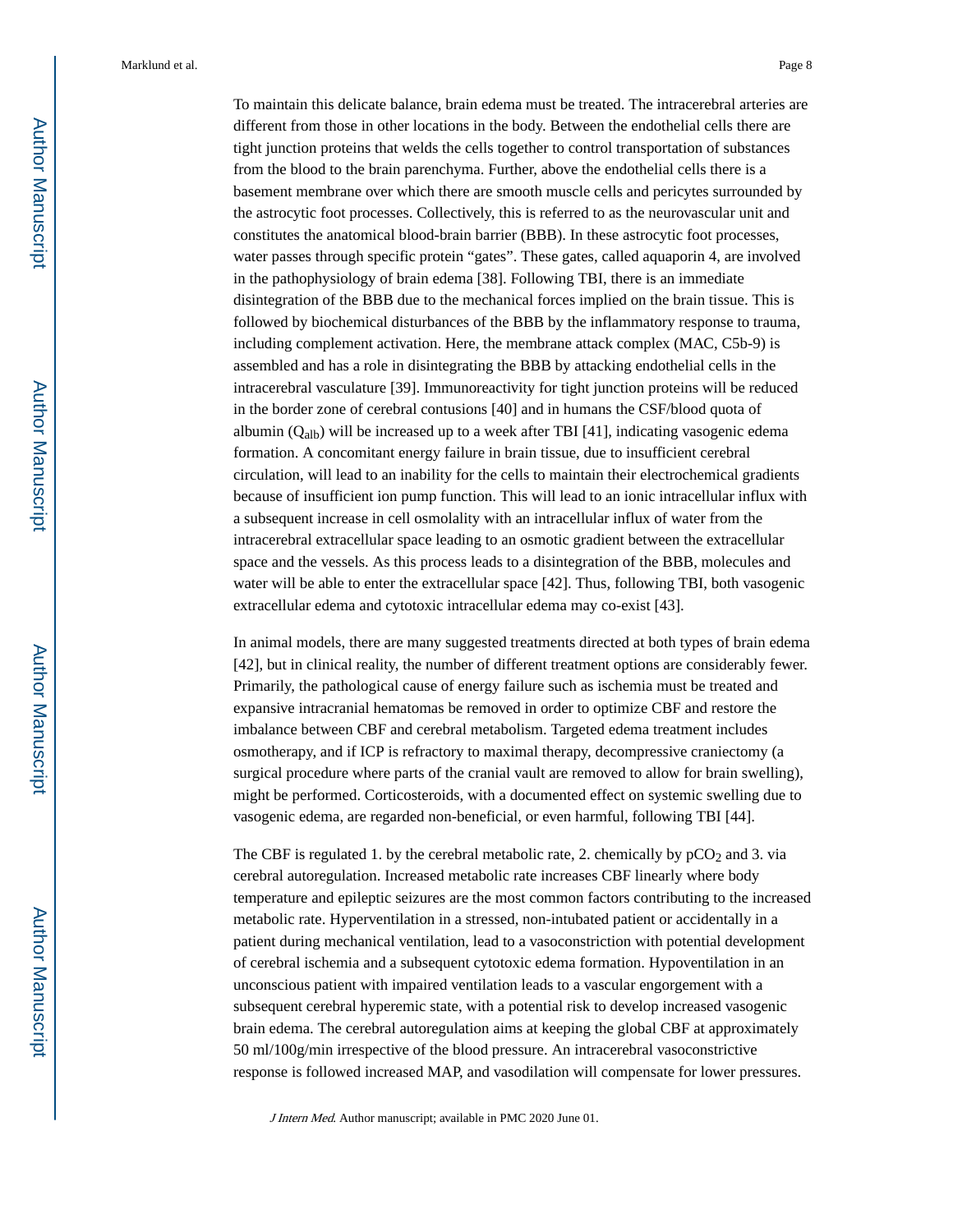To maintain this delicate balance, brain edema must be treated. The intracerebral arteries are different from those in other locations in the body. Between the endothelial cells there are tight junction proteins that welds the cells together to control transportation of substances from the blood to the brain parenchyma. Further, above the endothelial cells there is a basement membrane over which there are smooth muscle cells and pericytes surrounded by the astrocytic foot processes. Collectively, this is referred to as the neurovascular unit and constitutes the anatomical blood-brain barrier (BBB). In these astrocytic foot processes, water passes through specific protein “gates”. These gates, called aquaporin 4, are involved in the pathophysiology of brain edema [38]. Following TBI, there is an immediate disintegration of the BBB due to the mechanical forces implied on the brain tissue. This is followed by biochemical disturbances of the BBB by the inflammatory response to trauma, including complement activation. Here, the membrane attack complex (MAC, C5b-9) is assembled and has a role in disintegrating the BBB by attacking endothelial cells in the intracerebral vasculature [39]. Immunoreactivity for tight junction proteins will be reduced in the border zone of cerebral contusions [40] and in humans the CSF/blood quota of albumin ($Q_{alb}$) will be increased up to a week after TBI [41], indicating vasogenic edema formation. A concomitant energy failure in brain tissue, due to insufficient cerebral circulation, will lead to an inability for the cells to maintain their electrochemical gradients because of insufficient ion pump function. This will lead to an ionic intracellular influx with a subsequent increase in cell osmolality with an intracellular influx of water from the intracerebral extracellular space leading to an osmotic gradient between the extracellular space and the vessels. As this process leads to a disintegration of the BBB, molecules and water will be able to enter the extracellular space [42]. Thus, following TBI, both vasogenic extracellular edema and cytotoxic intracellular edema may co-exist [43].

In animal models, there are many suggested treatments directed at both types of brain edema [42], but in clinical reality, the number of different treatment options are considerably fewer. Primarily, the pathological cause of energy failure such as ischemia must be treated and expansive intracranial hematomas be removed in order to optimize CBF and restore the imbalance between CBF and cerebral metabolism. Targeted edema treatment includes osmotherapy, and if ICP is refractory to maximal therapy, decompressive craniectomy (a surgical procedure where parts of the cranial vault are removed to allow for brain swelling), might be performed. Corticosteroids, with a documented effect on systemic swelling due to vasogenic edema, are regarded non-beneficial, or even harmful, following TBI [44].

The CBF is regulated 1. by the cerebral metabolic rate, 2. chemically by $pCO_2$ and 3. via cerebral autoregulation. Increased metabolic rate increases CBF linearly where body temperature and epileptic seizures are the most common factors contributing to the increased metabolic rate. Hyperventilation in a stressed, non-intubated patient or accidentally in a patient during mechanical ventilation, lead to a vasoconstriction with potential development of cerebral ischemia and a subsequent cytotoxic edema formation. Hypoventilation in an unconscious patient with impaired ventilation leads to a vascular engorgement with a subsequent cerebral hyperemic state, with a potential risk to develop increased vasogenic brain edema. The cerebral autoregulation aims at keeping the global CBF at approximately 50 ml/100g/min irrespective of the blood pressure. An intracerebral vasoconstrictive response is followed increased MAP, and vasodilation will compensate for lower pressures.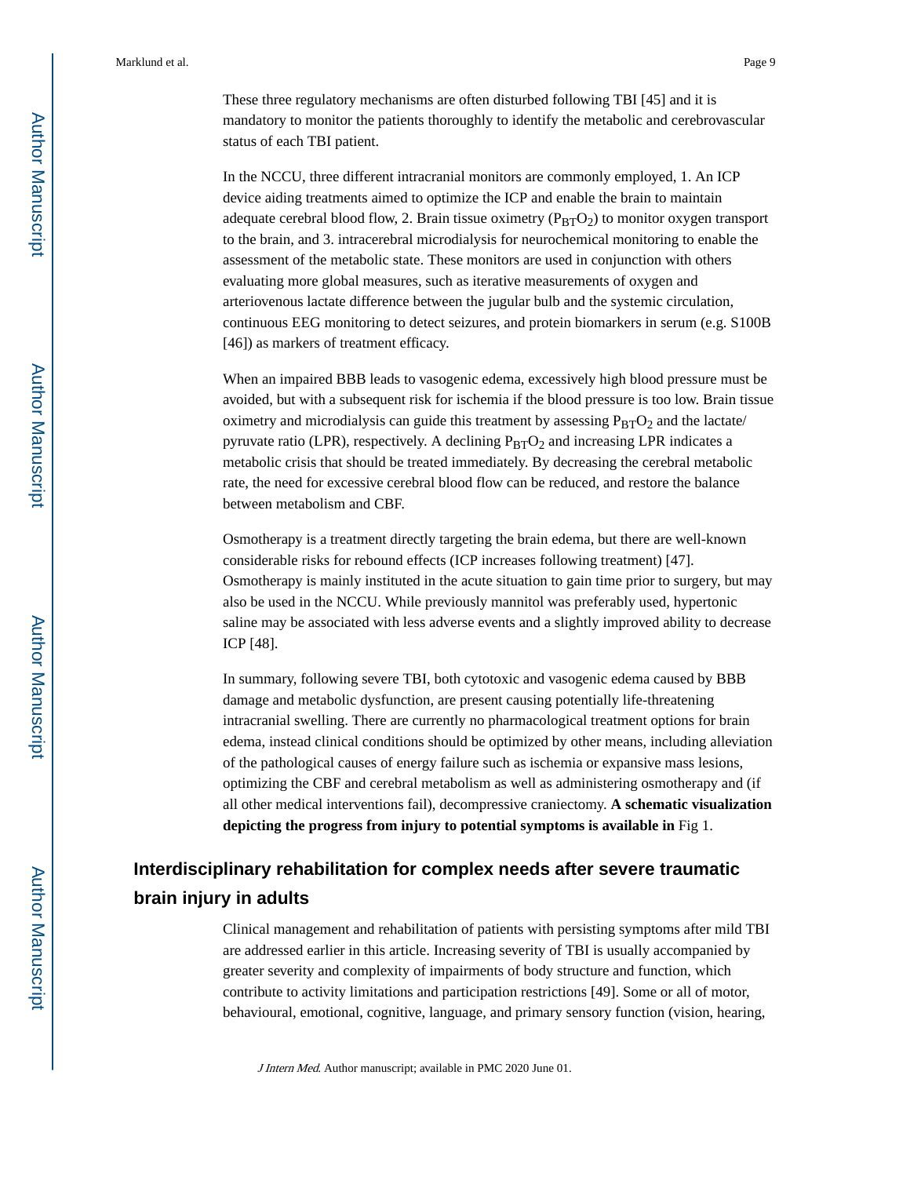These three regulatory mechanisms are often disturbed following TBI [45] and it is mandatory to monitor the patients thoroughly to identify the metabolic and cerebrovascular status of each TBI patient.

In the NCCU, three different intracranial monitors are commonly employed, 1. An ICP device aiding treatments aimed to optimize the ICP and enable the brain to maintain adequate cerebral blood flow, 2. Brain tissue oximetry ($P_{BT}O_2$) to monitor oxygen transport to the brain, and 3. intracerebral microdialysis for neurochemical monitoring to enable the assessment of the metabolic state. These monitors are used in conjunction with others evaluating more global measures, such as iterative measurements of oxygen and arteriovenous lactate difference between the jugular bulb and the systemic circulation, continuous EEG monitoring to detect seizures, and protein biomarkers in serum (e.g. S100B [46]) as markers of treatment efficacy.

When an impaired BBB leads to vasogenic edema, excessively high blood pressure must be avoided, but with a subsequent risk for ischemia if the blood pressure is too low. Brain tissue oximetry and microdialysis can guide this treatment by assessing $P_{BT}O_2$ and the lactate/pyruvate ratio (LPR), respectively. A declining $P_{BT}O_2$ and increasing LPR indicates a metabolic crisis that should be treated immediately. By decreasing the cerebral metabolic rate, the need for excessive cerebral blood flow can be reduced, and restore the balance between metabolism and CBF.

Osmotherapy is a treatment directly targeting the brain edema, but there are well-known considerable risks for rebound effects (ICP increases following treatment) [47]. Osmotherapy is mainly instituted in the acute situation to gain time prior to surgery, but may also be used in the NCCU. While previously mannitol was preferably used, hypertonic saline may be associated with less adverse events and a slightly improved ability to decrease ICP [48].

In summary, following severe TBI, both cytotoxic and vasogenic edema caused by BBB damage and metabolic dysfunction, are present causing potentially life-threatening intracranial swelling. There are currently no pharmacological treatment options for brain edema, instead clinical conditions should be optimized by other means, including alleviation of the pathological causes of energy failure such as ischemia or expansive mass lesions, optimizing the CBF and cerebral metabolism as well as administering osmotherapy and (if all other medical interventions fail), decompressive craniectomy. **A schematic visualization depicting the progress from injury to potential symptoms is available in** Fig 1.

## Interdisciplinary rehabilitation for complex needs after severe traumatic brain injury in adults

Clinical management and rehabilitation of patients with persisting symptoms after mild TBI are addressed earlier in this article. Increasing severity of TBI is usually accompanied by greater severity and complexity of impairments of body structure and function, which contribute to activity limitations and participation restrictions [49]. Some or all of motor, behavioural, emotional, cognitive, language, and primary sensory function (vision, hearing,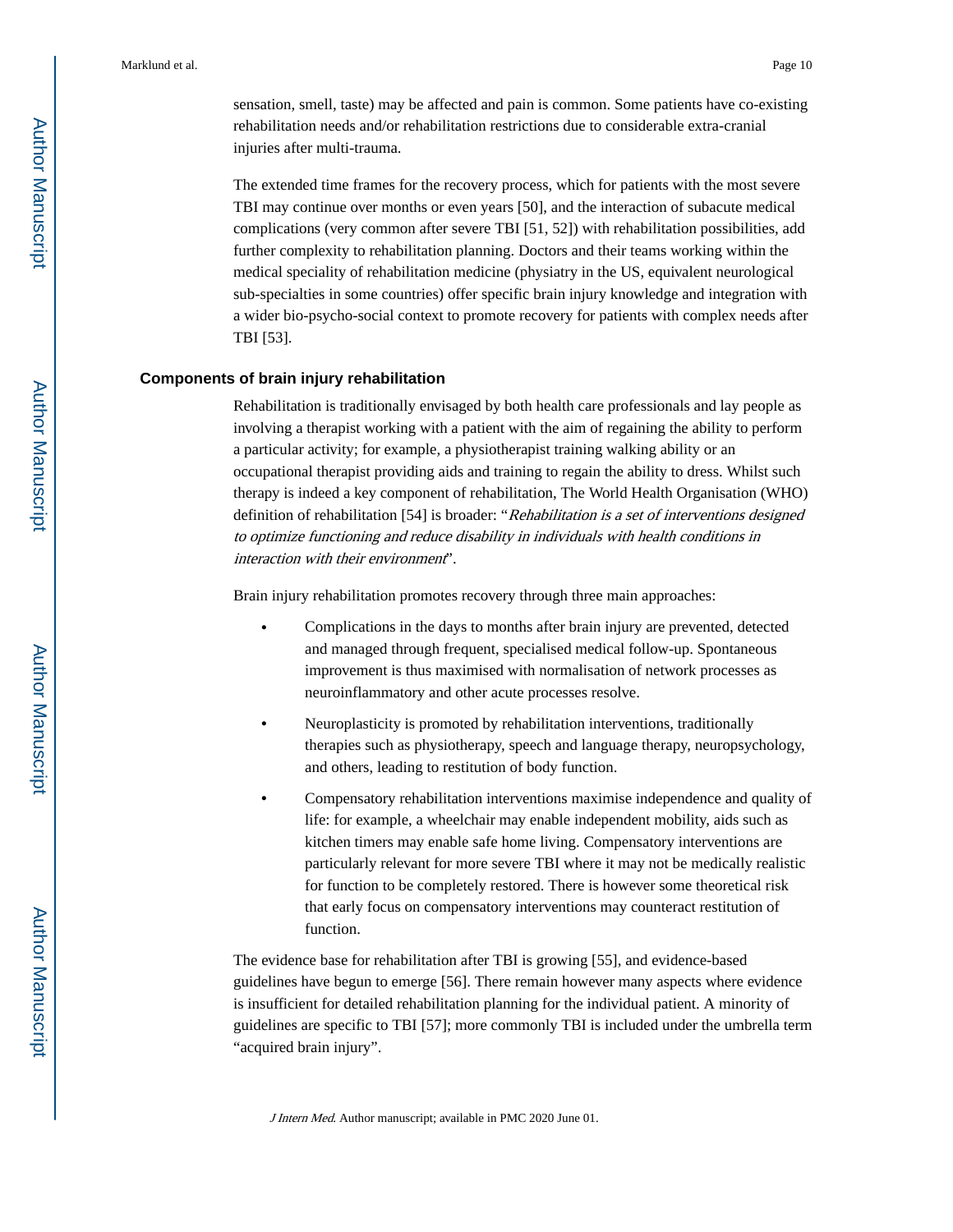sensation, smell, taste) may be affected and pain is common. Some patients have co-existing rehabilitation needs and/or rehabilitation restrictions due to considerable extra-cranial injuries after multi-trauma.

The extended time frames for the recovery process, which for patients with the most severe TBI may continue over months or even years [50], and the interaction of subacute medical complications (very common after severe TBI [51, 52]) with rehabilitation possibilities, add further complexity to rehabilitation planning. Doctors and their teams working within the medical speciality of rehabilitation medicine (physiatry in the US, equivalent neurological sub-specialties in some countries) offer specific brain injury knowledge and integration with a wider bio-psycho-social context to promote recovery for patients with complex needs after TBI [53].

## Components of brain injury rehabilitation

Rehabilitation is traditionally envisaged by both health care professionals and lay people as involving a therapist working with a patient with the aim of regaining the ability to perform a particular activity; for example, a physiotherapist training walking ability or an occupational therapist providing aids and training to regain the ability to dress. Whilst such therapy is indeed a key component of rehabilitation, The World Health Organisation (WHO) definition of rehabilitation [54] is broader: "*Rehabilitation is a set of interventions designed to optimize functioning and reduce disability in individuals with health conditions in interaction with their environment*".

Brain injury rehabilitation promotes recovery through three main approaches:

- Complications in the days to months after brain injury are prevented, detected and managed through frequent, specialised medical follow-up. Spontaneous improvement is thus maximised with normalisation of network processes as neuroinflammatory and other acute processes resolve.
- Neuroplasticity is promoted by rehabilitation interventions, traditionally therapies such as physiotherapy, speech and language therapy, neuropsychology, and others, leading to restitution of body function.
- Compensatory rehabilitation interventions maximise independence and quality of life: for example, a wheelchair may enable independent mobility, aids such as kitchen timers may enable safe home living. Compensatory interventions are particularly relevant for more severe TBI where it may not be medically realistic for function to be completely restored. There is however some theoretical risk that early focus on compensatory interventions may counteract restitution of function.

The evidence base for rehabilitation after TBI is growing [55], and evidence-based guidelines have begun to emerge [56]. There remain however many aspects where evidence is insufficient for detailed rehabilitation planning for the individual patient. A minority of guidelines are specific to TBI [57]; more commonly TBI is included under the umbrella term "acquired brain injury".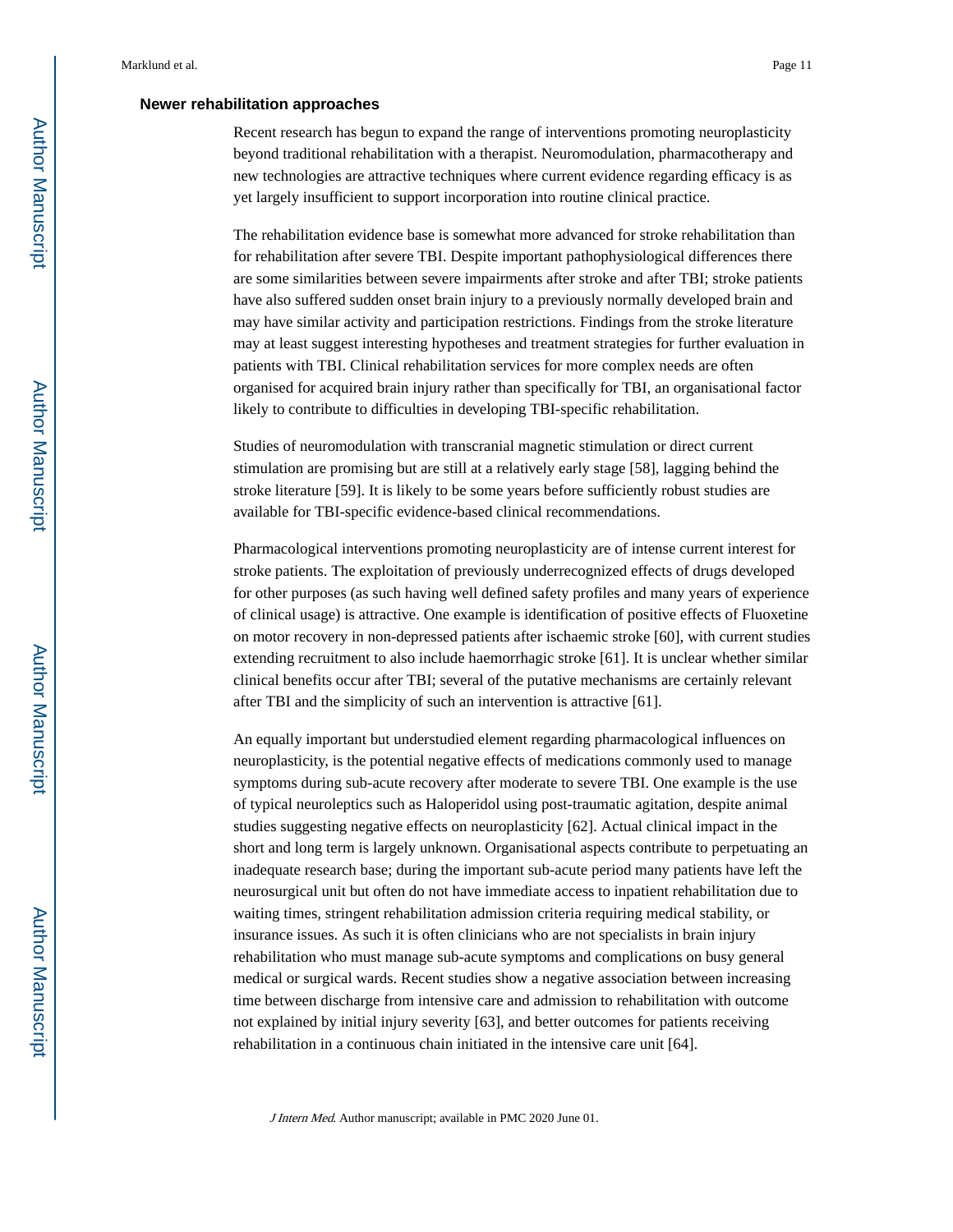### Newer rehabilitation approaches

Recent research has begun to expand the range of interventions promoting neuroplasticity beyond traditional rehabilitation with a therapist. Neuromodulation, pharmacotherapy and new technologies are attractive techniques where current evidence regarding efficacy is as yet largely insufficient to support incorporation into routine clinical practice.

The rehabilitation evidence base is somewhat more advanced for stroke rehabilitation than for rehabilitation after severe TBI. Despite important pathophysiological differences there are some similarities between severe impairments after stroke and after TBI; stroke patients have also suffered sudden onset brain injury to a previously normally developed brain and may have similar activity and participation restrictions. Findings from the stroke literature may at least suggest interesting hypotheses and treatment strategies for further evaluation in patients with TBI. Clinical rehabilitation services for more complex needs are often organised for acquired brain injury rather than specifically for TBI, an organisational factor likely to contribute to difficulties in developing TBI-specific rehabilitation.

Studies of neuromodulation with transcranial magnetic stimulation or direct current stimulation are promising but are still at a relatively early stage [58], lagging behind the stroke literature [59]. It is likely to be some years before sufficiently robust studies are available for TBI-specific evidence-based clinical recommendations.

Pharmacological interventions promoting neuroplasticity are of intense current interest for stroke patients. The exploitation of previously underrecognized effects of drugs developed for other purposes (as such having well defined safety profiles and many years of experience of clinical usage) is attractive. One example is identification of positive effects of Fluoxetine on motor recovery in non-depressed patients after ischaemic stroke [60], with current studies extending recruitment to also include haemorrhagic stroke [61]. It is unclear whether similar clinical benefits occur after TBI; several of the putative mechanisms are certainly relevant after TBI and the simplicity of such an intervention is attractive [61].

An equally important but understudied element regarding pharmacological influences on neuroplasticity, is the potential negative effects of medications commonly used to manage symptoms during sub-acute recovery after moderate to severe TBI. One example is the use of typical neuroleptics such as Haloperidol using post-traumatic agitation, despite animal studies suggesting negative effects on neuroplasticity [62]. Actual clinical impact in the short and long term is largely unknown. Organisational aspects contribute to perpetuating an inadequate research base; during the important sub-acute period many patients have left the neurosurgical unit but often do not have immediate access to inpatient rehabilitation due to waiting times, stringent rehabilitation admission criteria requiring medical stability, or insurance issues. As such it is often clinicians who are not specialists in brain injury rehabilitation who must manage sub-acute symptoms and complications on busy general medical or surgical wards. Recent studies show a negative association between increasing time between discharge from intensive care and admission to rehabilitation with outcome not explained by initial injury severity [63], and better outcomes for patients receiving rehabilitation in a continuous chain initiated in the intensive care unit [64].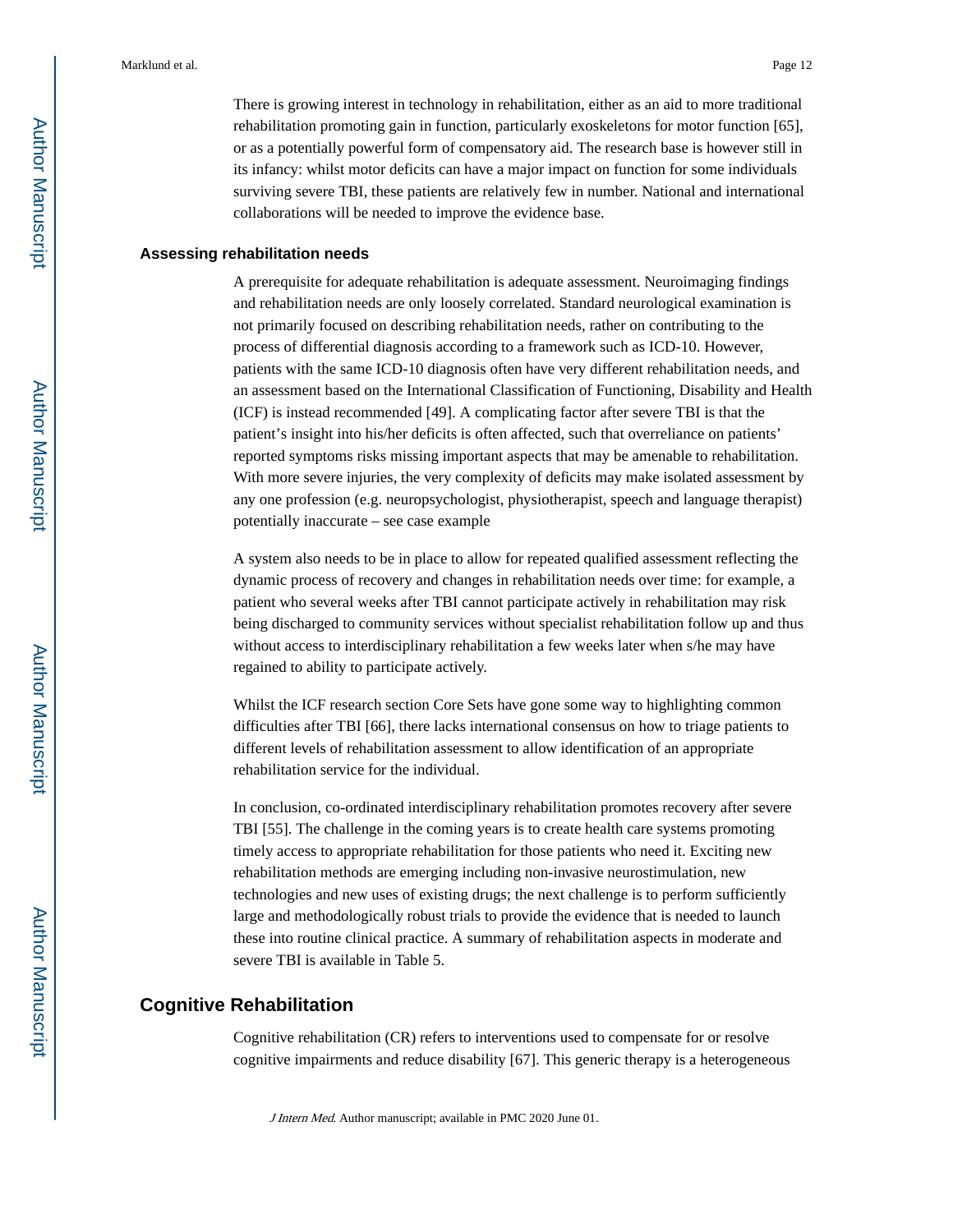There is growing interest in technology in rehabilitation, either as an aid to more traditional rehabilitation promoting gain in function, particularly exoskeletons for motor function [65], or as a potentially powerful form of compensatory aid. The research base is however still in its infancy: whilst motor deficits can have a major impact on function for some individuals surviving severe TBI, these patients are relatively few in number. National and international collaborations will be needed to improve the evidence base.

### Assessing rehabilitation needs

A prerequisite for adequate rehabilitation is adequate assessment. Neuroimaging findings and rehabilitation needs are only loosely correlated. Standard neurological examination is not primarily focused on describing rehabilitation needs, rather on contributing to the process of differential diagnosis according to a framework such as ICD-10. However, patients with the same ICD-10 diagnosis often have very different rehabilitation needs, and an assessment based on the International Classification of Functioning, Disability and Health (ICF) is instead recommended [49]. A complicating factor after severe TBI is that the patient's insight into his/her deficits is often affected, such that overreliance on patients' reported symptoms risks missing important aspects that may be amenable to rehabilitation. With more severe injuries, the very complexity of deficits may make isolated assessment by any one profession (e.g. neuropsychologist, physiotherapist, speech and language therapist) potentially inaccurate – see case example

A system also needs to be in place to allow for repeated qualified assessment reflecting the dynamic process of recovery and changes in rehabilitation needs over time: for example, a patient who several weeks after TBI cannot participate actively in rehabilitation may risk being discharged to community services without specialist rehabilitation follow up and thus without access to interdisciplinary rehabilitation a few weeks later when s/he may have regained to ability to participate actively.

Whilst the ICF research section Core Sets have gone some way to highlighting common difficulties after TBI [66], there lacks international consensus on how to triage patients to different levels of rehabilitation assessment to allow identification of an appropriate rehabilitation service for the individual.

In conclusion, co-ordinated interdisciplinary rehabilitation promotes recovery after severe TBI [55]. The challenge in the coming years is to create health care systems promoting timely access to appropriate rehabilitation for those patients who need it. Exciting new rehabilitation methods are emerging including non-invasive neurostimulation, new technologies and new uses of existing drugs; the next challenge is to perform sufficiently large and methodologically robust trials to provide the evidence that is needed to launch these into routine clinical practice. A summary of rehabilitation aspects in moderate and severe TBI is available in Table 5.

## Cognitive Rehabilitation

Cognitive rehabilitation (CR) refers to interventions used to compensate for or resolve cognitive impairments and reduce disability [67]. This generic therapy is a heterogeneous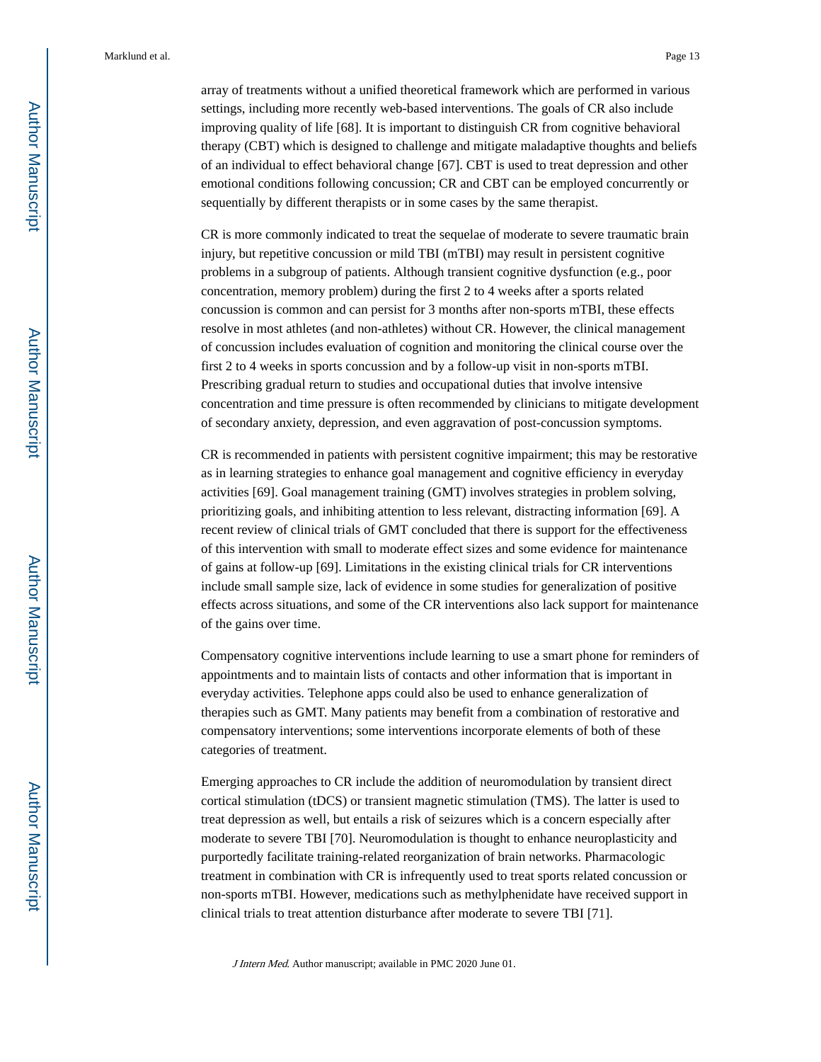array of treatments without a unified theoretical framework which are performed in various settings, including more recently web-based interventions. The goals of CR also include improving quality of life [68]. It is important to distinguish CR from cognitive behavioral therapy (CBT) which is designed to challenge and mitigate maladaptive thoughts and beliefs of an individual to effect behavioral change [67]. CBT is used to treat depression and other emotional conditions following concussion; CR and CBT can be employed concurrently or sequentially by different therapists or in some cases by the same therapist.

CR is more commonly indicated to treat the sequelae of moderate to severe traumatic brain injury, but repetitive concussion or mild TBI (mTBI) may result in persistent cognitive problems in a subgroup of patients. Although transient cognitive dysfunction (e.g., poor concentration, memory problem) during the first 2 to 4 weeks after a sports related concussion is common and can persist for 3 months after non-sports mTBI, these effects resolve in most athletes (and non-athletes) without CR. However, the clinical management of concussion includes evaluation of cognition and monitoring the clinical course over the first 2 to 4 weeks in sports concussion and by a follow-up visit in non-sports mTBI. Prescribing gradual return to studies and occupational duties that involve intensive concentration and time pressure is often recommended by clinicians to mitigate development of secondary anxiety, depression, and even aggravation of post-concussion symptoms.

CR is recommended in patients with persistent cognitive impairment; this may be restorative as in learning strategies to enhance goal management and cognitive efficiency in everyday activities [69]. Goal management training (GMT) involves strategies in problem solving, prioritizing goals, and inhibiting attention to less relevant, distracting information [69]. A recent review of clinical trials of GMT concluded that there is support for the effectiveness of this intervention with small to moderate effect sizes and some evidence for maintenance of gains at follow-up [69]. Limitations in the existing clinical trials for CR interventions include small sample size, lack of evidence in some studies for generalization of positive effects across situations, and some of the CR interventions also lack support for maintenance of the gains over time.

Compensatory cognitive interventions include learning to use a smart phone for reminders of appointments and to maintain lists of contacts and other information that is important in everyday activities. Telephone apps could also be used to enhance generalization of therapies such as GMT. Many patients may benefit from a combination of restorative and compensatory interventions; some interventions incorporate elements of both of these categories of treatment.

Emerging approaches to CR include the addition of neuromodulation by transient direct cortical stimulation (tDCS) or transient magnetic stimulation (TMS). The latter is used to treat depression as well, but entails a risk of seizures which is a concern especially after moderate to severe TBI [70]. Neuromodulation is thought to enhance neuroplasticity and purportedly facilitate training-related reorganization of brain networks. Pharmacologic treatment in combination with CR is infrequently used to treat sports related concussion or non-sports mTBI. However, medications such as methylphenidate have received support in clinical trials to treat attention disturbance after moderate to severe TBI [71].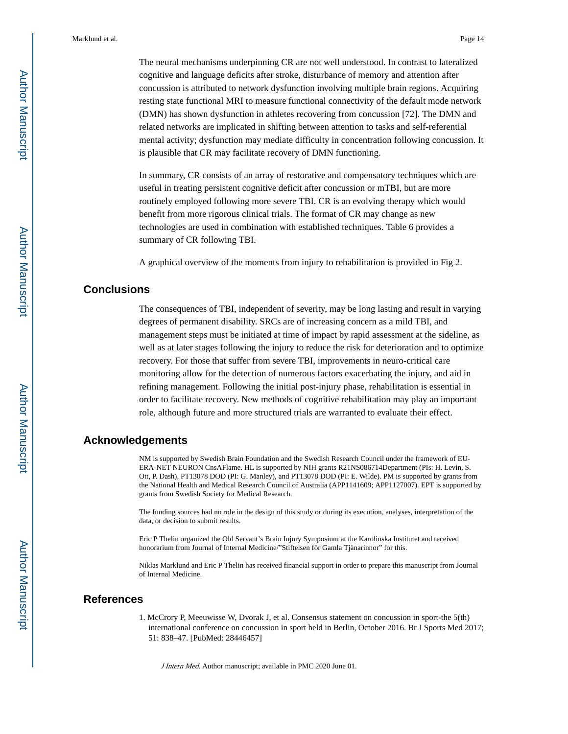The neural mechanisms underpinning CR are not well understood. In contrast to lateralized cognitive and language deficits after stroke, disturbance of memory and attention after concussion is attributed to network dysfunction involving multiple brain regions. Acquiring resting state functional MRI to measure functional connectivity of the default mode network (DMN) has shown dysfunction in athletes recovering from concussion [72]. The DMN and related networks are implicated in shifting between attention to tasks and self-referential mental activity; dysfunction may mediate difficulty in concentration following concussion. It is plausible that CR may facilitate recovery of DMN functioning.

In summary, CR consists of an array of restorative and compensatory techniques which are useful in treating persistent cognitive deficit after concussion or mTBI, but are more routinely employed following more severe TBI. CR is an evolving therapy which would benefit from more rigorous clinical trials. The format of CR may change as new technologies are used in combination with established techniques. Table 6 provides a summary of CR following TBI.

A graphical overview of the moments from injury to rehabilitation is provided in Fig 2.

## Conclusions

The consequences of TBI, independent of severity, may be long lasting and result in varying degrees of permanent disability. SRCs are of increasing concern as a mild TBI, and management steps must be initiated at time of impact by rapid assessment at the sideline, as well as at later stages following the injury to reduce the risk for deterioration and to optimize recovery. For those that suffer from severe TBI, improvements in neuro-critical care monitoring allow for the detection of numerous factors exacerbating the injury, and aid in refining management. Following the initial post-injury phase, rehabilitation is essential in order to facilitate recovery. New methods of cognitive rehabilitation may play an important role, although future and more structured trials are warranted to evaluate their effect.

## Acknowledgements

NM is supported by Swedish Brain Foundation and the Swedish Research Council under the framework of EU-ERA-NET NEURON CnsAFlame. HL is supported by NIH grants R21NS086714Department (PIs: H. Levin, S. Ott, P. Dash), PT13078 DOD (PI: G. Manley), and PT13078 DOD (PI: E. Wilde). PM is supported by grants from the National Health and Medical Research Council of Australia (APP1141609; APP1127007). EPT is supported by grants from Swedish Society for Medical Research.

The funding sources had no role in the design of this study or during its execution, analyses, interpretation of the data, or decision to submit results.

Eric P Thelin organized the Old Servant's Brain Injury Symposium at the Karolinska Institutet and received honorarium from Journal of Internal Medicine/"Stiftelsen för Gamla Tjänarinnor" for this.

Niklas Marklund and Eric P Thelin has received financial support in order to prepare this manuscript from Journal of Internal Medicine.

## References

1. McCrory P, Meeuwisse W, Dvorak J, et al. Consensus statement on concussion in sport-the 5(th) international conference on concussion in sport held in Berlin, October 2016. Br J Sports Med 2017; 51: 838–47. [PubMed: 28446457]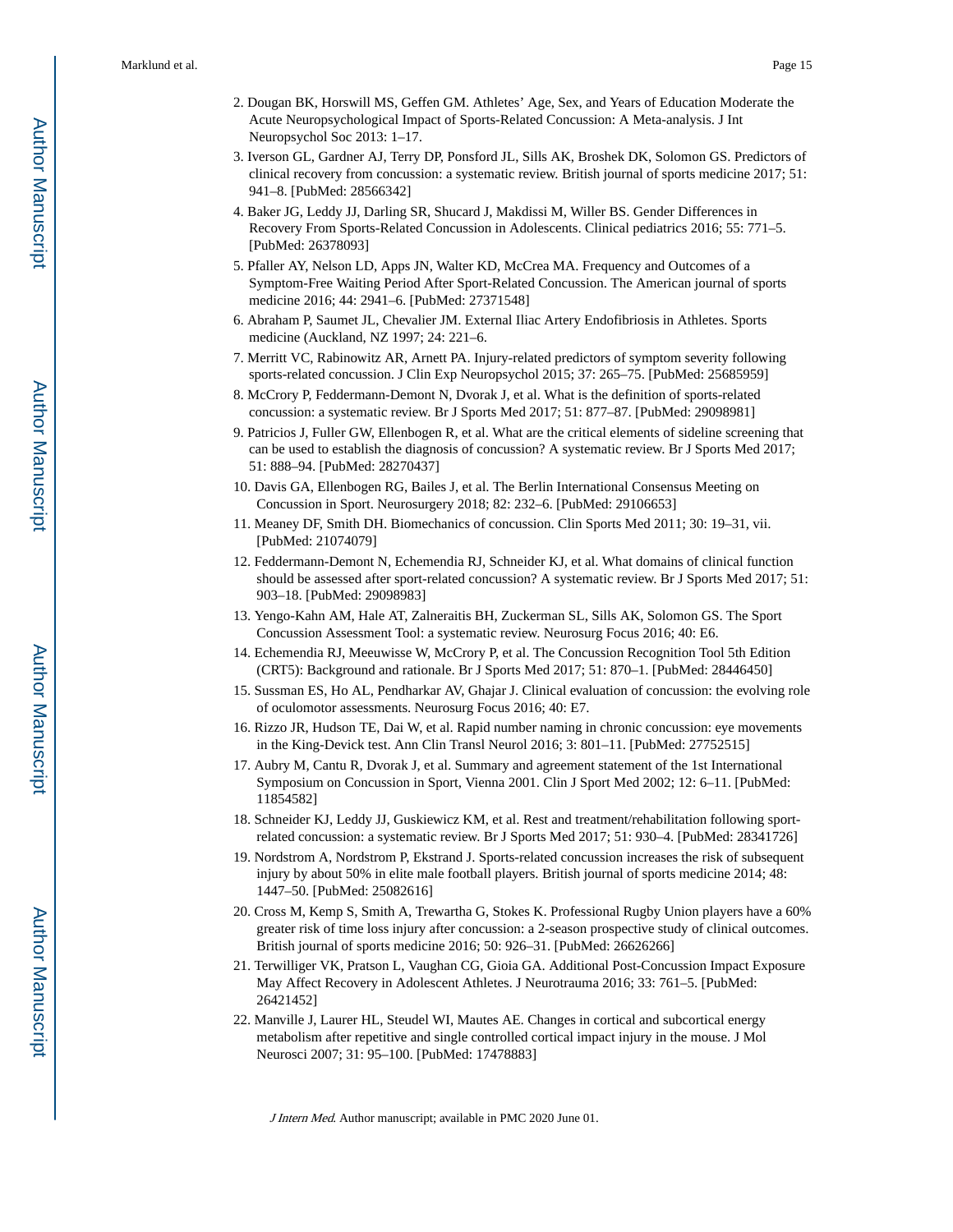2. Dougan BK, Horswill MS, Geffen GM. Athletes' Age, Sex, and Years of Education Moderate the Acute Neuropsychological Impact of Sports-Related Concussion: A Meta-analysis. J Int Neuropsychol Soc 2013: 1–17.
3. Iverson GL, Gardner AJ, Terry DP, Ponsford JL, Sills AK, Broshek DK, Solomon GS. Predictors of clinical recovery from concussion: a systematic review. British journal of sports medicine 2017; 51: 941–8. [PubMed: 28566342]
4. Baker JG, Leddy JJ, Darling SR, Shucard J, Makdissi M, Willer BS. Gender Differences in Recovery From Sports-Related Concussion in Adolescents. Clinical pediatrics 2016; 55: 771–5. [PubMed: 26378093]
5. Pfaller AY, Nelson LD, Apps JN, Walter KD, McCrea MA. Frequency and Outcomes of a Symptom-Free Waiting Period After Sport-Related Concussion. The American journal of sports medicine 2016; 44: 2941–6. [PubMed: 27371548]
6. Abraham P, Saumet JL, Chevalier JM. External Iliac Artery Endofibriosis in Athletes. Sports medicine (Auckland, NZ 1997; 24: 221–6.
7. Merritt VC, Rabinowitz AR, Arnett PA. Injury-related predictors of symptom severity following sports-related concussion. J Clin Exp Neuropsychol 2015; 37: 265–75. [PubMed: 25685959]
8. McCrory P, Feddermann-Demont N, Dvorak J, et al. What is the definition of sports-related concussion: a systematic review. Br J Sports Med 2017; 51: 877–87. [PubMed: 29098981]
9. Patricios J, Fuller GW, Ellenbogen R, et al. What are the critical elements of sideline screening that can be used to establish the diagnosis of concussion? A systematic review. Br J Sports Med 2017; 51: 888–94. [PubMed: 28270437]
10. Davis GA, Ellenbogen RG, Bailes J, et al. The Berlin International Consensus Meeting on Concussion in Sport. Neurosurgery 2018; 82: 232–6. [PubMed: 29106653]
11. Meaney DF, Smith DH. Biomechanics of concussion. Clin Sports Med 2011; 30: 19–31, vii. [PubMed: 21074079]
12. Feddermann-Demont N, Echemendia RJ, Schneider KJ, et al. What domains of clinical function should be assessed after sport-related concussion? A systematic review. Br J Sports Med 2017; 51: 903–18. [PubMed: 29098983]
13. Yengo-Kahn AM, Hale AT, Zalneraitis BH, Zuckerman SL, Sills AK, Solomon GS. The Sport Concussion Assessment Tool: a systematic review. Neurosurg Focus 2016; 40: E6.
14. Echemendia RJ, Meeuwisse W, McCrory P, et al. The Concussion Recognition Tool 5th Edition (CRT5): Background and rationale. Br J Sports Med 2017; 51: 870–1. [PubMed: 28446450]
15. Sussman ES, Ho AL, Pendharkar AV, Ghajar J. Clinical evaluation of concussion: the evolving role of oculomotor assessments. Neurosurg Focus 2016; 40: E7.
16. Rizzo JR, Hudson TE, Dai W, et al. Rapid number naming in chronic concussion: eye movements in the King-Devick test. Ann Clin Transl Neurol 2016; 3: 801–11. [PubMed: 27752515]
17. Aubry M, Cantu R, Dvorak J, et al. Summary and agreement statement of the 1st International Symposium on Concussion in Sport, Vienna 2001. Clin J Sport Med 2002; 12: 6–11. [PubMed: 11854582]
18. Schneider KJ, Leddy JJ, Guskiewicz KM, et al. Rest and treatment/rehabilitation following sport-related concussion: a systematic review. Br J Sports Med 2017; 51: 930–4. [PubMed: 28341726]
19. Nordstrom A, Nordstrom P, Ekstrand J. Sports-related concussion increases the risk of subsequent injury by about 50% in elite male football players. British journal of sports medicine 2014; 48: 1447–50. [PubMed: 25082616]
20. Cross M, Kemp S, Smith A, Trewartha G, Stokes K. Professional Rugby Union players have a 60% greater risk of time loss injury after concussion: a 2-season prospective study of clinical outcomes. British journal of sports medicine 2016; 50: 926–31. [PubMed: 26626266]
21. Terwilliger VK, Pratson L, Vaughan CG, Gioia GA. Additional Post-Concussion Impact Exposure May Affect Recovery in Adolescent Athletes. J Neurotrauma 2016; 33: 761–5. [PubMed: 26421452]
22. Manville J, Laurer HL, Steudel WI, Mautes AE. Changes in cortical and subcortical energy metabolism after repetitive and single controlled cortical impact injury in the mouse. J Mol Neurosci 2007; 31: 95–100. [PubMed: 17478883]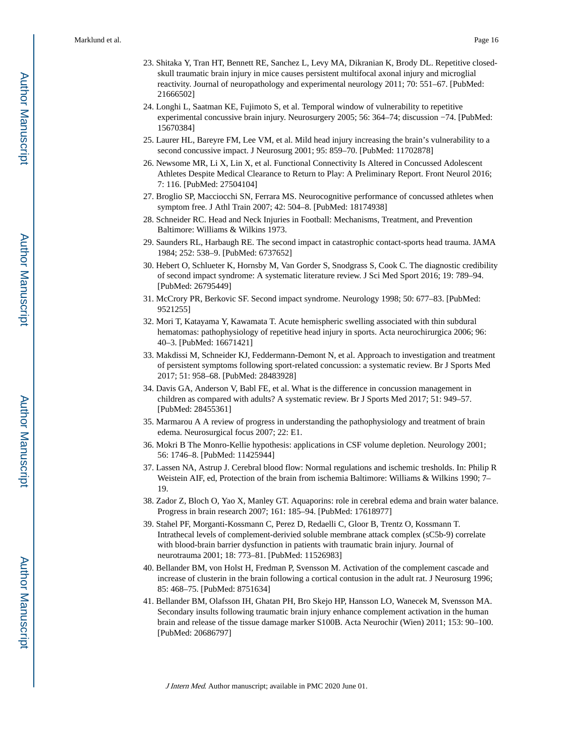23. Shitaka Y, Tran HT, Bennett RE, Sanchez L, Levy MA, Dikranian K, Brody DL. Repetitive closed-skull traumatic brain injury in mice causes persistent multifocal axonal injury and microglial reactivity. Journal of neuropathology and experimental neurology 2011; 70: 551–67. [PubMed: 21666502]
24. Longhi L, Saatman KE, Fujimoto S, et al. Temporal window of vulnerability to repetitive experimental concussive brain injury. Neurosurgery 2005; 56: 364–74; discussion −74. [PubMed: 15670384]
25. Laurer HL, Bareyre FM, Lee VM, et al. Mild head injury increasing the brain's vulnerability to a second concussive impact. J Neurosurg 2001; 95: 859–70. [PubMed: 11702878]
26. Newsome MR, Li X, Lin X, et al. Functional Connectivity Is Altered in Concussed Adolescent Athletes Despite Medical Clearance to Return to Play: A Preliminary Report. Front Neurol 2016; 7: 116. [PubMed: 27504104]
27. Broglio SP, Macciocchi SN, Ferrara MS. Neurocognitive performance of concussed athletes when symptom free. J Athl Train 2007; 42: 504–8. [PubMed: 18174938]
28. Schneider RC. Head and Neck Injuries in Football: Mechanisms, Treatment, and Prevention Baltimore: Williams & Wilkins 1973.
29. Saunders RL, Harbaugh RE. The second impact in catastrophic contact-sports head trauma. JAMA 1984; 252: 538–9. [PubMed: 6737652]
30. Hebert O, Schlueter K, Hornsby M, Van Gorder S, Snodgrass S, Cook C. The diagnostic credibility of second impact syndrome: A systematic literature review. J Sci Med Sport 2016; 19: 789–94. [PubMed: 26795449]
31. McCrory PR, Berkovic SF. Second impact syndrome. Neurology 1998; 50: 677–83. [PubMed: 9521255]
32. Mori T, Katayama Y, Kawamata T. Acute hemispheric swelling associated with thin subdural hematomas: pathophysiology of repetitive head injury in sports. Acta neurochirurgica 2006; 96: 40–3. [PubMed: 16671421]
33. Makdissi M, Schneider KJ, Feddermann-Demont N, et al. Approach to investigation and treatment of persistent symptoms following sport-related concussion: a systematic review. Br J Sports Med 2017; 51: 958–68. [PubMed: 28483928]
34. Davis GA, Anderson V, Babl FE, et al. What is the difference in concussion management in children as compared with adults? A systematic review. Br J Sports Med 2017; 51: 949–57. [PubMed: 28455361]
35. Marmarou A A review of progress in understanding the pathophysiology and treatment of brain edema. Neurosurgical focus 2007; 22: E1.
36. Mokri B The Monro-Kellie hypothesis: applications in CSF volume depletion. Neurology 2001; 56: 1746–8. [PubMed: 11425944]
37. Lassen NA, Astrup J. Cerebral blood flow: Normal regulations and ischemic tresholds. In: Philip R Weistein AIF, ed, Protection of the brain from ischemia Baltimore: Williams & Wilkins 1990; 7–19.
38. Zador Z, Bloch O, Yao X, Manley GT. Aquaporins: role in cerebral edema and brain water balance. Progress in brain research 2007; 161: 185–94. [PubMed: 17618977]
39. Stahel PF, Morganti-Kossmann C, Perez D, Redaelli C, Gloor B, Trentz O, Kossmann T. Intrathecal levels of complement-derivied soluble membrane attack complex (sC5b-9) correlate with blood-brain barrier dysfunction in patients with traumatic brain injury. Journal of neurotrauma 2001; 18: 773–81. [PubMed: 11526983]
40. Bellander BM, von Holst H, Fredman P, Svensson M. Activation of the complement cascade and increase of clusterin in the brain following a cortical contusion in the adult rat. J Neurosurg 1996; 85: 468–75. [PubMed: 8751634]
41. Bellander BM, Olafsson IH, Ghatan PH, Bro Skejo HP, Hansson LO, Wanecek M, Svensson MA. Secondary insults following traumatic brain injury enhance complement activation in the human brain and release of the tissue damage marker S100B. Acta Neurochir (Wien) 2011; 153: 90–100. [PubMed: 20686797]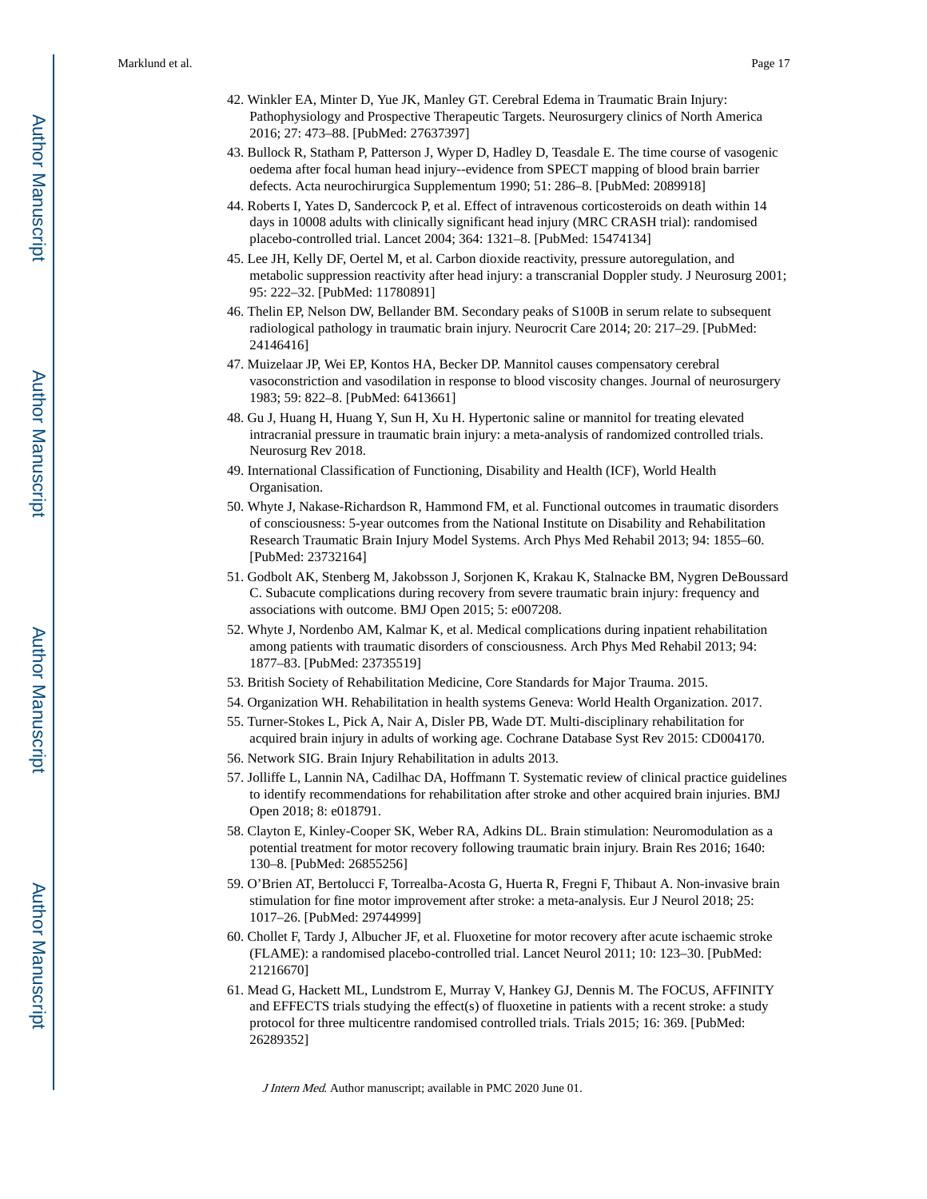42. Winkler EA, Minter D, Yue JK, Manley GT. Cerebral Edema in Traumatic Brain Injury: Pathophysiology and Prospective Therapeutic Targets. Neurosurgery clinics of North America 2016; 27: 473–88. [PubMed: 27637397]
43. Bullock R, Statham P, Patterson J, Wyper D, Hadley D, Teasdale E. The time course of vasogenic oedema after focal human head injury--evidence from SPECT mapping of blood brain barrier defects. Acta neurochirurgica Supplementum 1990; 51: 286–8. [PubMed: 2089918]
44. Roberts I, Yates D, Sandercock P, et al. Effect of intravenous corticosteroids on death within 14 days in 10008 adults with clinically significant head injury (MRC CRASH trial): randomised placebo-controlled trial. Lancet 2004; 364: 1321–8. [PubMed: 15474134]
45. Lee JH, Kelly DF, Oertel M, et al. Carbon dioxide reactivity, pressure autoregulation, and metabolic suppression reactivity after head injury: a transcranial Doppler study. J Neurosurg 2001; 95: 222–32. [PubMed: 11780891]
46. Thelin EP, Nelson DW, Bellander BM. Secondary peaks of S100B in serum relate to subsequent radiological pathology in traumatic brain injury. Neurocrit Care 2014; 20: 217–29. [PubMed: 24146416]
47. Muizelaar JP, Wei EP, Kontos HA, Becker DP. Mannitol causes compensatory cerebral vasoconstriction and vasodilation in response to blood viscosity changes. Journal of neurosurgery 1983; 59: 822–8. [PubMed: 6413661]
48. Gu J, Huang H, Huang Y, Sun H, Xu H. Hypertonic saline or mannitol for treating elevated intracranial pressure in traumatic brain injury: a meta-analysis of randomized controlled trials. Neurosurg Rev 2018.
49. International Classification of Functioning, Disability and Health (ICF), World Health Organisation.
50. Whyte J, Nakase-Richardson R, Hammond FM, et al. Functional outcomes in traumatic disorders of consciousness: 5-year outcomes from the National Institute on Disability and Rehabilitation Research Traumatic Brain Injury Model Systems. Arch Phys Med Rehabil 2013; 94: 1855–60. [PubMed: 23732164]
51. Godbolt AK, Stenberg M, Jakobsson J, Sorjonen K, Krakau K, Stalnacke BM, Nygren DeBoussard C. Subacute complications during recovery from severe traumatic brain injury: frequency and associations with outcome. BMJ Open 2015; 5: e007208.
52. Whyte J, Nordenbo AM, Kalmar K, et al. Medical complications during inpatient rehabilitation among patients with traumatic disorders of consciousness. Arch Phys Med Rehabil 2013; 94: 1877–83. [PubMed: 23735519]
53. British Society of Rehabilitation Medicine, Core Standards for Major Trauma. 2015.
54. Organization WH. Rehabilitation in health systems Geneva: World Health Organization. 2017.
55. Turner-Stokes L, Pick A, Nair A, Disler PB, Wade DT. Multi-disciplinary rehabilitation for acquired brain injury in adults of working age. Cochrane Database Syst Rev 2015: CD004170.
56. Network SIG. Brain Injury Rehabilitation in adults 2013.
57. Jolliffe L, Lannin NA, Cadilhac DA, Hoffmann T. Systematic review of clinical practice guidelines to identify recommendations for rehabilitation after stroke and other acquired brain injuries. BMJ Open 2018; 8: e018791.
58. Clayton E, Kinley-Cooper SK, Weber RA, Adkins DL. Brain stimulation: Neuromodulation as a potential treatment for motor recovery following traumatic brain injury. Brain Res 2016; 1640: 130–8. [PubMed: 26855256]
59. O'Brien AT, Bertolucci F, Torrealba-Acosta G, Huerta R, Fregni F, Thibaut A. Non-invasive brain stimulation for fine motor improvement after stroke: a meta-analysis. Eur J Neurol 2018; 25: 1017–26. [PubMed: 29744999]
60. Chollet F, Tardy J, Albucher JF, et al. Fluoxetine for motor recovery after acute ischaemic stroke (FLAME): a randomised placebo-controlled trial. Lancet Neurol 2011; 10: 123–30. [PubMed: 21216670]
61. Mead G, Hackett ML, Lundstrom E, Murray V, Hankey GJ, Dennis M. The FOCUS, AFFINITY and EFFECTS trials studying the effect(s) of fluoxetine in patients with a recent stroke: a study protocol for three multicentre randomised controlled trials. Trials 2015; 16: 369. [PubMed: 26289352]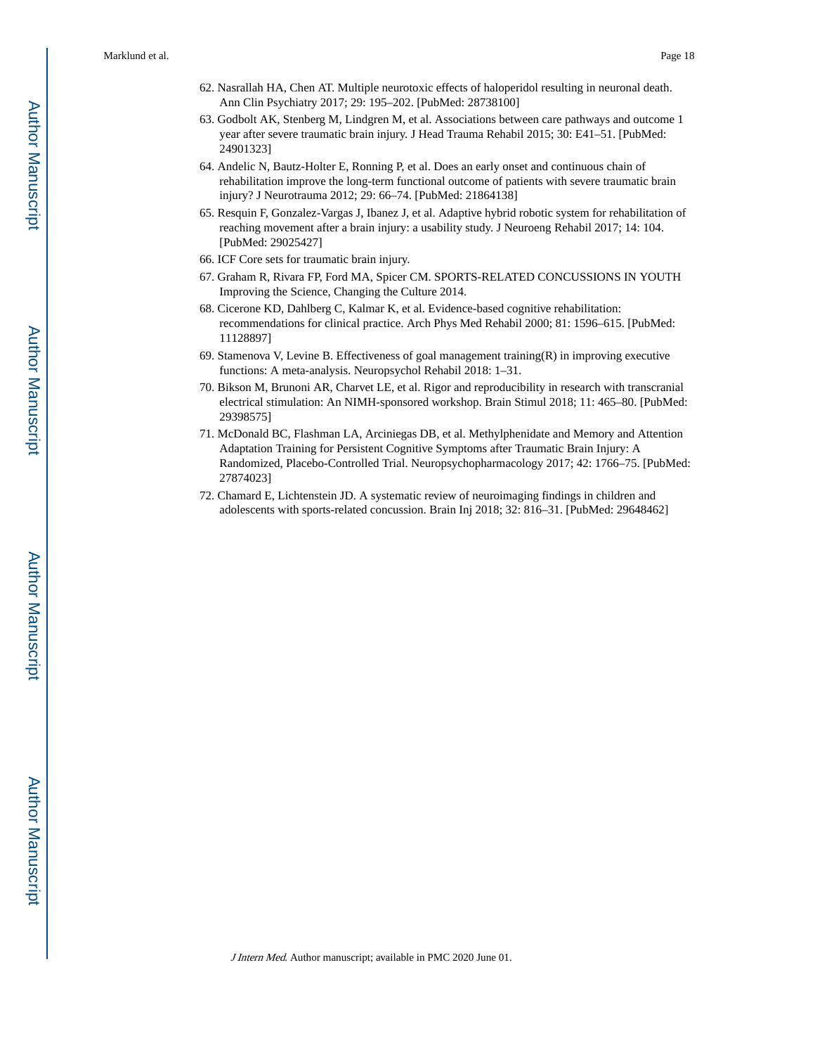62. Nasrallah HA, Chen AT. Multiple neurotoxic effects of haloperidol resulting in neuronal death. Ann Clin Psychiatry 2017; 29: 195–202. [PubMed: 28738100]
63. Godbolt AK, Stenberg M, Lindgren M, et al. Associations between care pathways and outcome 1 year after severe traumatic brain injury. J Head Trauma Rehabil 2015; 30: E41–51. [PubMed: 24901323]
64. Andelic N, Bautz-Holter E, Ronning P, et al. Does an early onset and continuous chain of rehabilitation improve the long-term functional outcome of patients with severe traumatic brain injury? J Neurotrauma 2012; 29: 66–74. [PubMed: 21864138]
65. Resquin F, Gonzalez-Vargas J, Ibanez J, et al. Adaptive hybrid robotic system for rehabilitation of reaching movement after a brain injury: a usability study. J Neuroeng Rehabil 2017; 14: 104. [PubMed: 29025427]
66. ICF Core sets for traumatic brain injury.
67. Graham R, Rivara FP, Ford MA, Spicer CM. SPORTS-RELATED CONCUSSIONS IN YOUTH Improving the Science, Changing the Culture 2014.
68. Cicerone KD, Dahlberg C, Kalmar K, et al. Evidence-based cognitive rehabilitation: recommendations for clinical practice. Arch Phys Med Rehabil 2000; 81: 1596–615. [PubMed: 11128897]
69. Stamenova V, Levine B. Effectiveness of goal management training(R) in improving executive functions: A meta-analysis. Neuropsychol Rehabil 2018: 1–31.
70. Bikson M, Brunoni AR, Charvet LE, et al. Rigor and reproducibility in research with transcranial electrical stimulation: An NIMH-sponsored workshop. Brain Stimul 2018; 11: 465–80. [PubMed: 29398575]
71. McDonald BC, Flashman LA, Arciniegas DB, et al. Methylphenidate and Memory and Attention Adaptation Training for Persistent Cognitive Symptoms after Traumatic Brain Injury: A Randomized, Placebo-Controlled Trial. Neuropsychopharmacology 2017; 42: 1766–75. [PubMed: 27874023]
72. Chamard E, Lichtenstein JD. A systematic review of neuroimaging findings in children and adolescents with sports-related concussion. Brain Inj 2018; 32: 816–31. [PubMed: 29648462]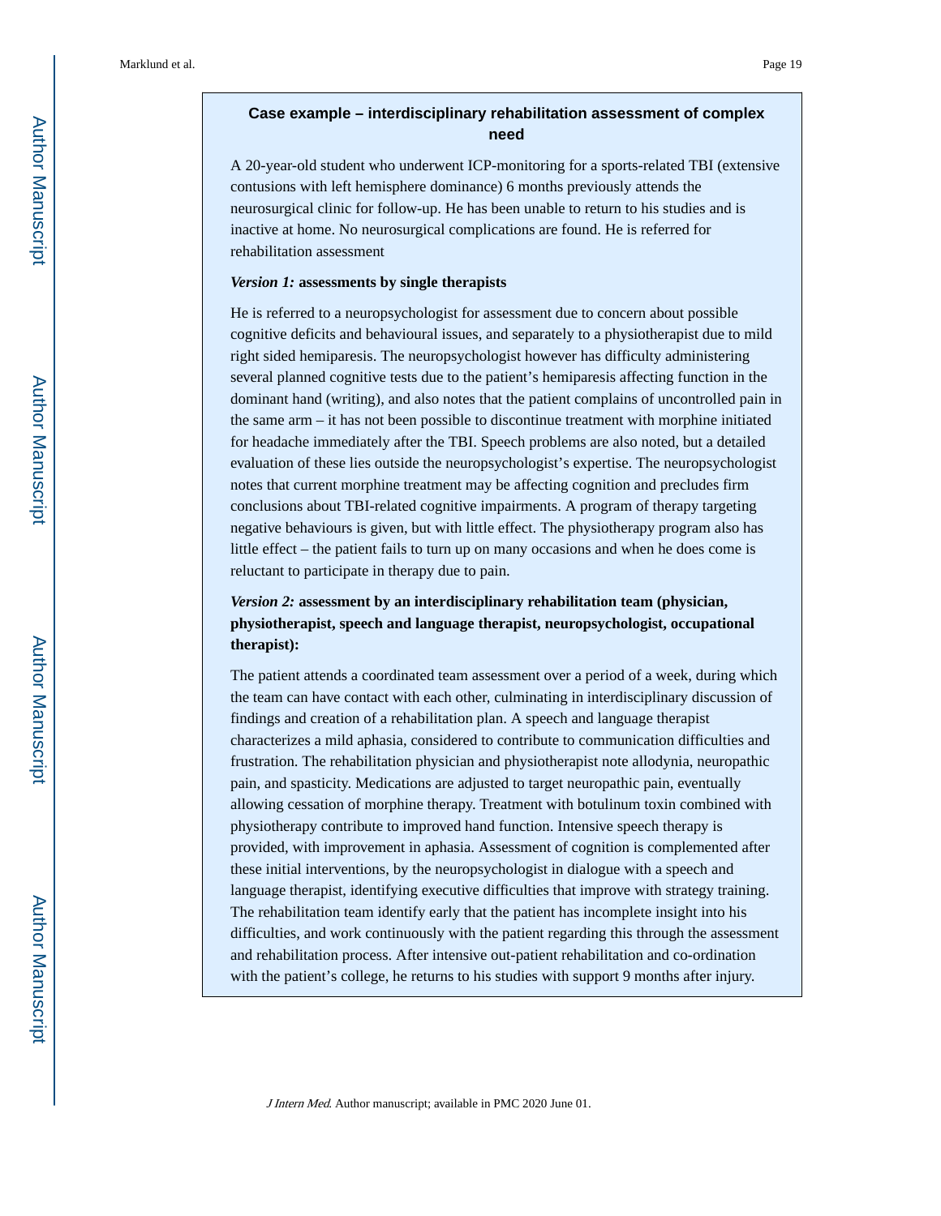### Case example – interdisciplinary rehabilitation assessment of complex need

A 20-year-old student who underwent ICP-monitoring for a sports-related TBI (extensive contusions with left hemisphere dominance) 6 months previously attends the neurosurgical clinic for follow-up. He has been unable to return to his studies and is inactive at home. No neurosurgical complications are found. He is referred for rehabilitation assessment

***Version 1:* assessments by single therapists**

He is referred to a neuropsychologist for assessment due to concern about possible cognitive deficits and behavioural issues, and separately to a physiotherapist due to mild right sided hemiparesis. The neuropsychologist however has difficulty administering several planned cognitive tests due to the patient's hemiparesis affecting function in the dominant hand (writing), and also notes that the patient complains of uncontrolled pain in the same arm – it has not been possible to discontinue treatment with morphine initiated for headache immediately after the TBI. Speech problems are also noted, but a detailed evaluation of these lies outside the neuropsychologist's expertise. The neuropsychologist notes that current morphine treatment may be affecting cognition and precludes firm conclusions about TBI-related cognitive impairments. A program of therapy targeting negative behaviours is given, but with little effect. The physiotherapy program also has little effect – the patient fails to turn up on many occasions and when he does come is reluctant to participate in therapy due to pain.

***Version 2:* assessment by an interdisciplinary rehabilitation team (physician, physiotherapist, speech and language therapist, neuropsychologist, occupational therapist):**

The patient attends a coordinated team assessment over a period of a week, during which the team can have contact with each other, culminating in interdisciplinary discussion of findings and creation of a rehabilitation plan. A speech and language therapist characterizes a mild aphasia, considered to contribute to communication difficulties and frustration. The rehabilitation physician and physiotherapist note allodynia, neuropathic pain, and spasticity. Medications are adjusted to target neuropathic pain, eventually allowing cessation of morphine therapy. Treatment with botulinum toxin combined with physiotherapy contribute to improved hand function. Intensive speech therapy is provided, with improvement in aphasia. Assessment of cognition is complemented after these initial interventions, by the neuropsychologist in dialogue with a speech and language therapist, identifying executive difficulties that improve with strategy training. The rehabilitation team identify early that the patient has incomplete insight into his difficulties, and work continuously with the patient regarding this through the assessment and rehabilitation process. After intensive out-patient rehabilitation and co-ordination with the patient's college, he returns to his studies with support 9 months after injury.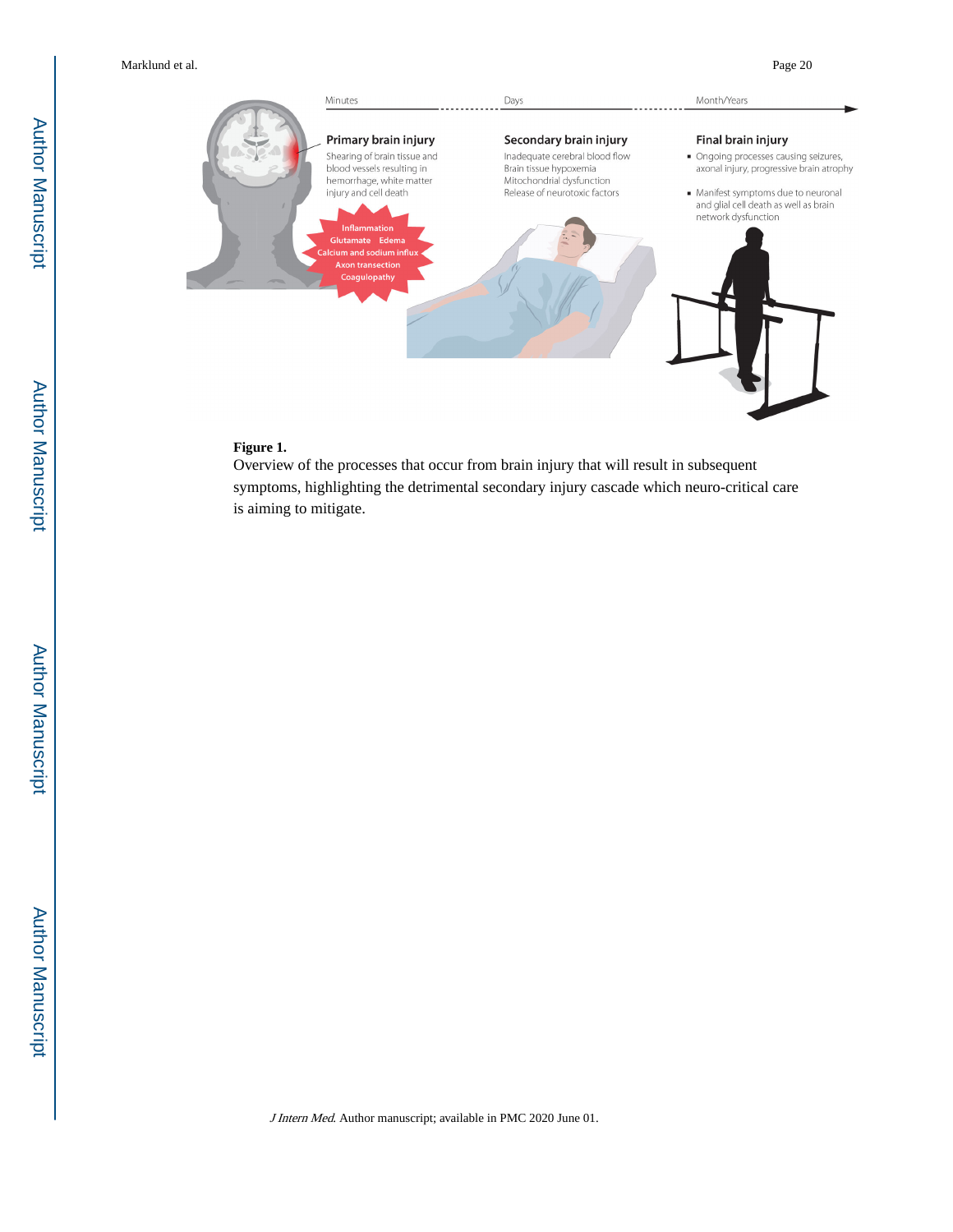Minutes

Days

Month/Years

**Primary brain injury**

Shearing of brain tissue and blood vessels resulting in hemorrhage, white matter injury and cell death

Inflammation
Glutamate Edema
Calcium and sodium influx
Axon transection
Coagulopathy

**Secondary brain injury**

Inadequate cerebral blood flow
Brain tissue hypoxemia
Mitochondrial dysfunction
Release of neurotoxic factors

**Final brain injury**

- Ongoing processes causing seizures, axonal injury, progressive brain atrophy
- Manifest symptoms due to neuronal and glial cell death as well as brain network dysfunction

**Figure 1.**

Overview of the processes that occur from brain injury that will result in subsequent symptoms, highlighting the detrimental secondary injury cascade which neuro-critical care is aiming to mitigate.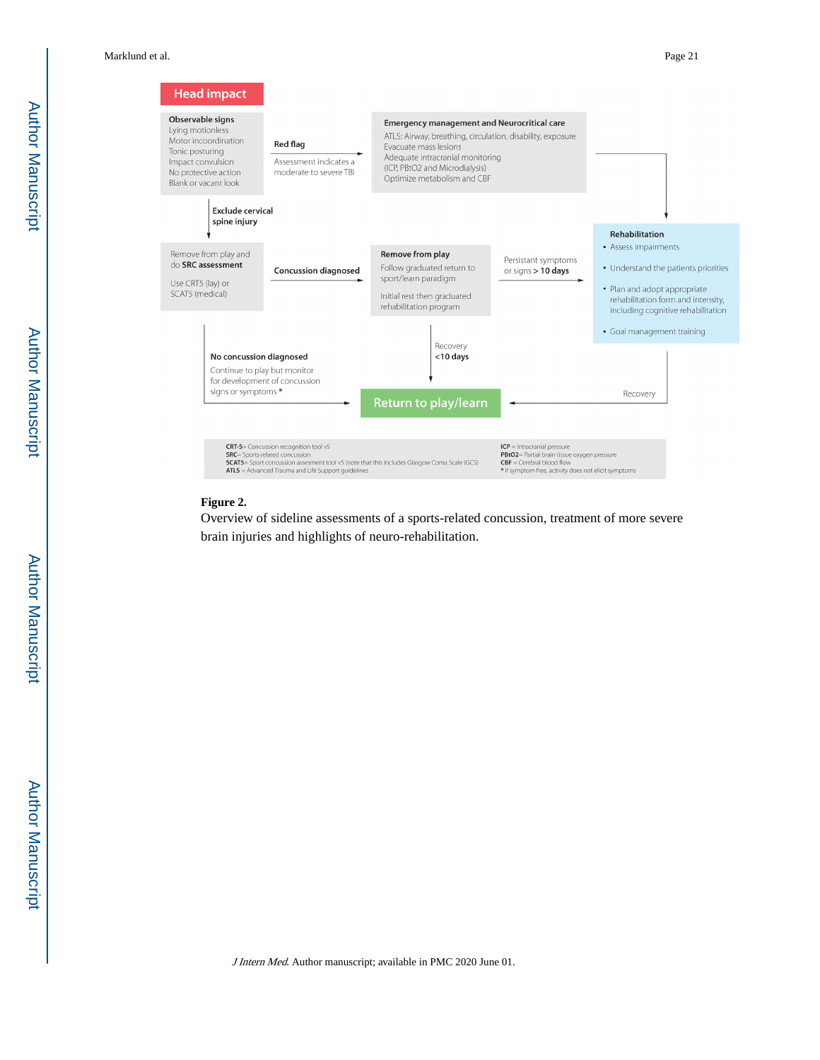**Head impact**

**Observable signs**
Lying motionless
Motor incoordination
Tonic posturing
Impact convulsion
No protective action
Blank or vacant look

**Red flag**
Assessment indicates a moderate to severe TBI

**Emergency management and Neurocritical care**
ATLS: Airway, breathing, circulation, disability, exposure
Evacuate mass lesions
Adequate intracranial monitoring
(ICP, PBtO2 and Microdialysis)
Optimize metabolism and CBF

**Exclude cervical spine injury**

Remove from play and do **SRC assessment**

Use CRT5 (lay) or SCAT5 (medical)

**Concussion diagnosed**

**Remove from play**
Follow graduated return to sport/learn paradigm

Initial rest then graduated rehabilitation program

Persistant symptoms or signs > **10 days**

**Rehabilitation**
- Assess impairments
- Understand the patients priorities
- Plan and adopt appropriate rehabilitation form and intensity, including cognitive rehabilitation
- Goal management training

**No concussion diagnosed**
Continue to play but monitor for development of concussion signs or symptoms *

Recovery
**<10 days**

Recovery

**Return to play/learn**

**CRT-5** = Concussion recognition tool v5
**SRC** = Sports related concussion
**SCAT5** = Sport concussion assesment tool v5 (note that this includes Glasgow Coma Scale (GCS)
**ATLS** = Advanced Trauma and Life Support guidelines
**ICP** = Intracranial pressure
**PBtO2** = Partial brain tissue oxygen pressure
**CBF** = Cerebral blood flow
* if symptom free, activity does not elicit symptoms

**Figure 2.**
Overview of sideline assessments of a sports-related concussion, treatment of more severe brain injuries and highlights of neuro-rehabilitation.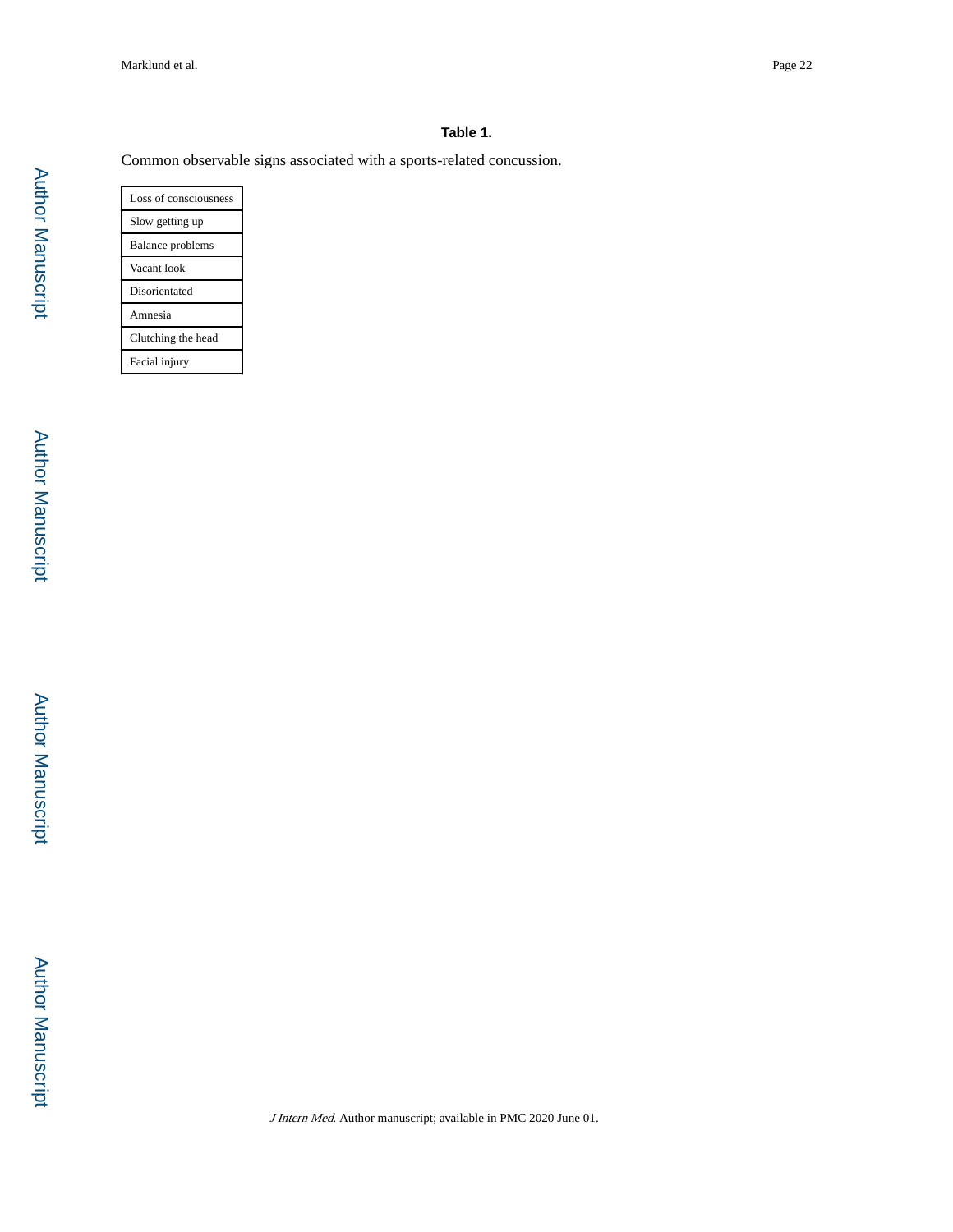**Table 1.**

Common observable signs associated with a sports-related concussion.

| Common observable signs |
| --- |
| Loss of consciousness |
| Slow getting up |
| Balance problems |
| Vacant look |
| Disorientated |
| Amnesia |
| Clutching the head |
| Facial injury |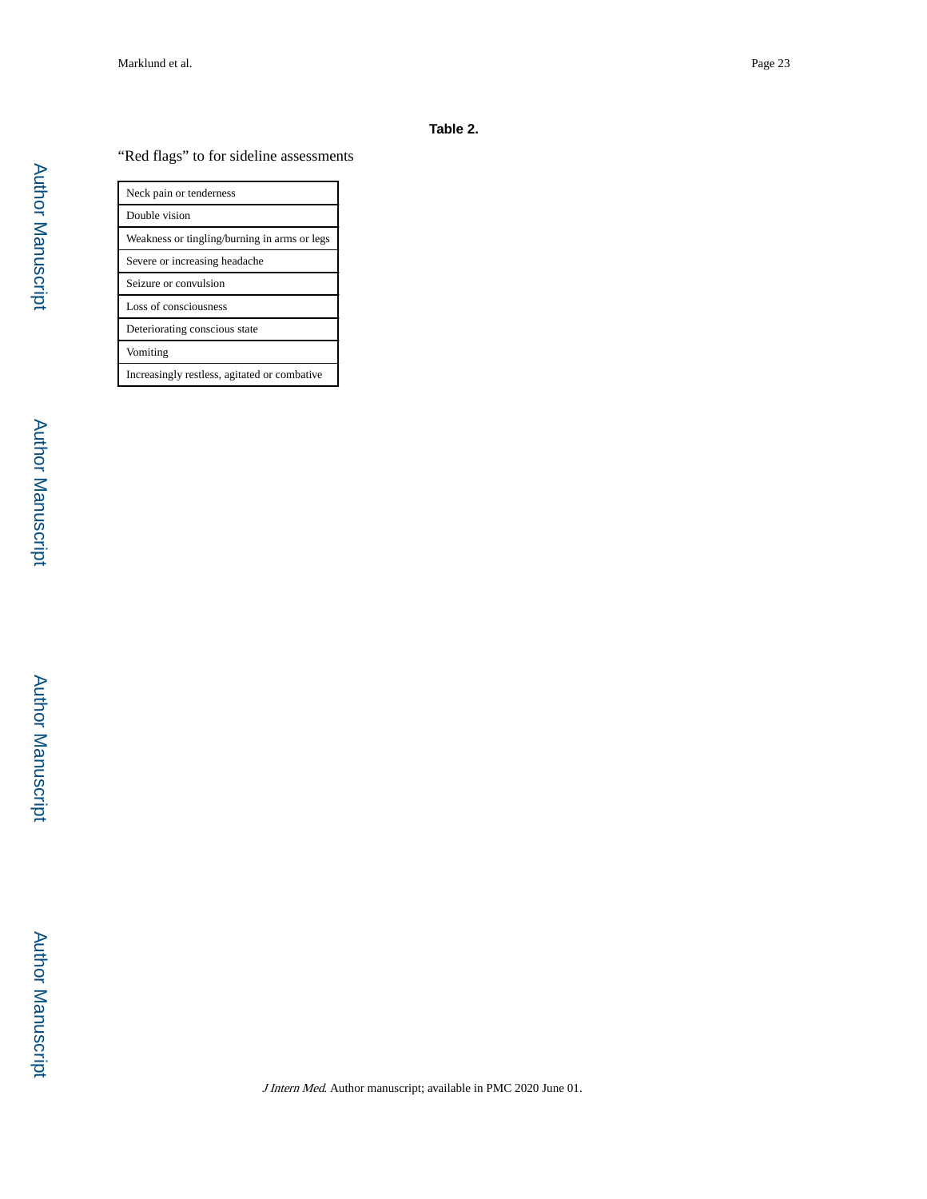**Table 2.**

“Red flags” to for sideline assessments

| Red flags |
| --- |
| Neck pain or tenderness |
| Double vision |
| Weakness or tingling/burning in arms or legs |
| Severe or increasing headache |
| Seizure or convulsion |
| Loss of consciousness |
| Deteriorating conscious state |
| Vomiting |
| Increasingly restless, agitated or combative |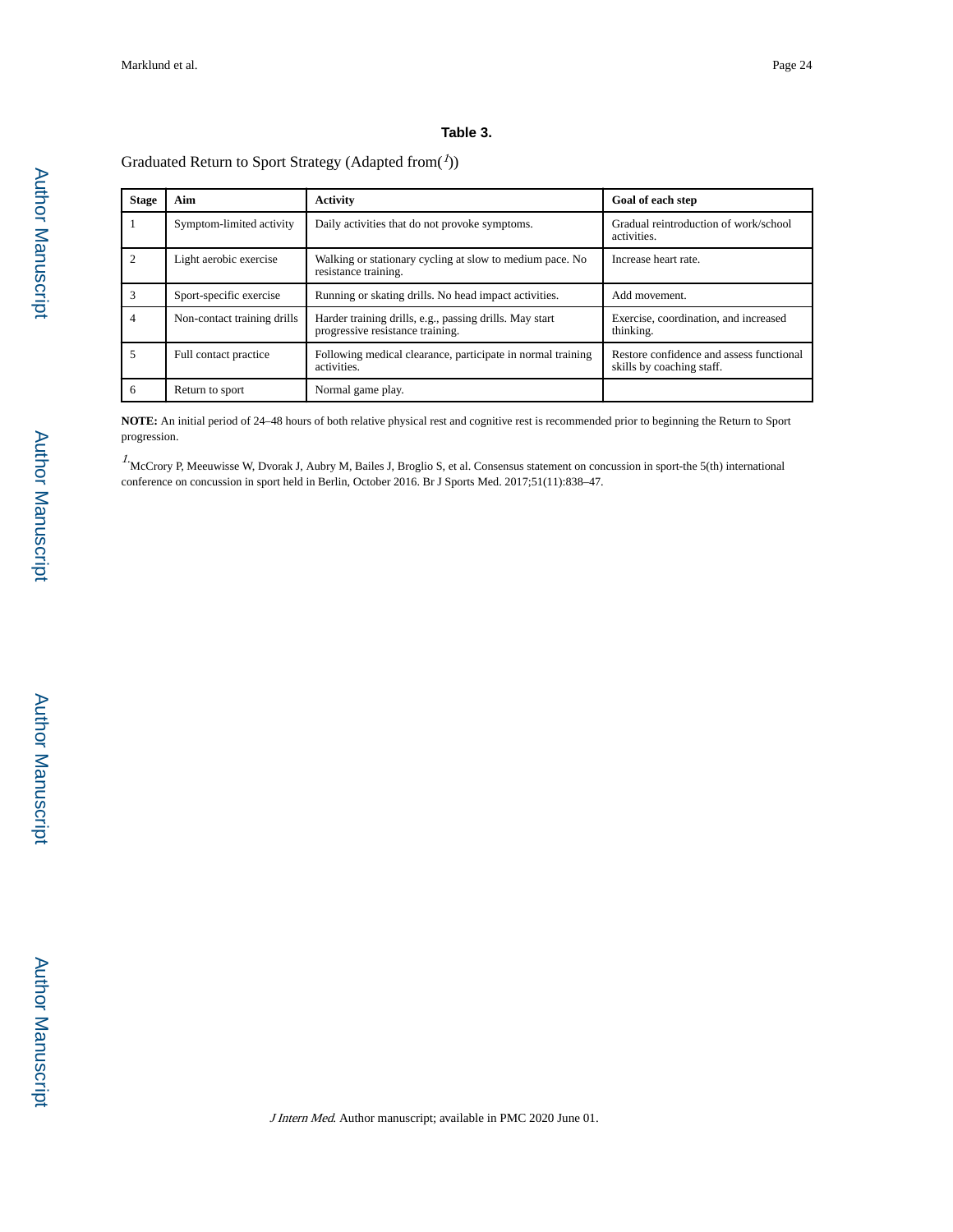**Table 3.**

Graduated Return to Sport Strategy (Adapted from([1]))

| Stage | Aim | Activity | Goal of each step |
|---|---|---|---|
| 1 | Symptom-limited activity | Daily activities that do not provoke symptoms. | Gradual reintroduction of work/school activities. |
| 2 | Light aerobic exercise | Walking or stationary cycling at slow to medium pace. No resistance training. | Increase heart rate. |
| 3 | Sport-specific exercise | Running or skating drills. No head impact activities. | Add movement. |
| 4 | Non-contact training drills | Harder training drills, e.g., passing drills. May start progressive resistance training. | Exercise, coordination, and increased thinking. |
| 5 | Full contact practice | Following medical clearance, participate in normal training activities. | Restore confidence and assess functional skills by coaching staff. |
| 6 | Return to sport | Normal game play. | |

**NOTE:** An initial period of 24–48 hours of both relative physical rest and cognitive rest is recommended prior to beginning the Return to Sport progression.

[1] McCrory P, Meeuwisse W, Dvorak J, Aubry M, Bailes J, Broglio S, et al. Consensus statement on concussion in sport-the 5(th) international conference on concussion in sport held in Berlin, October 2016. Br J Sports Med. 2017;51(11):838–47.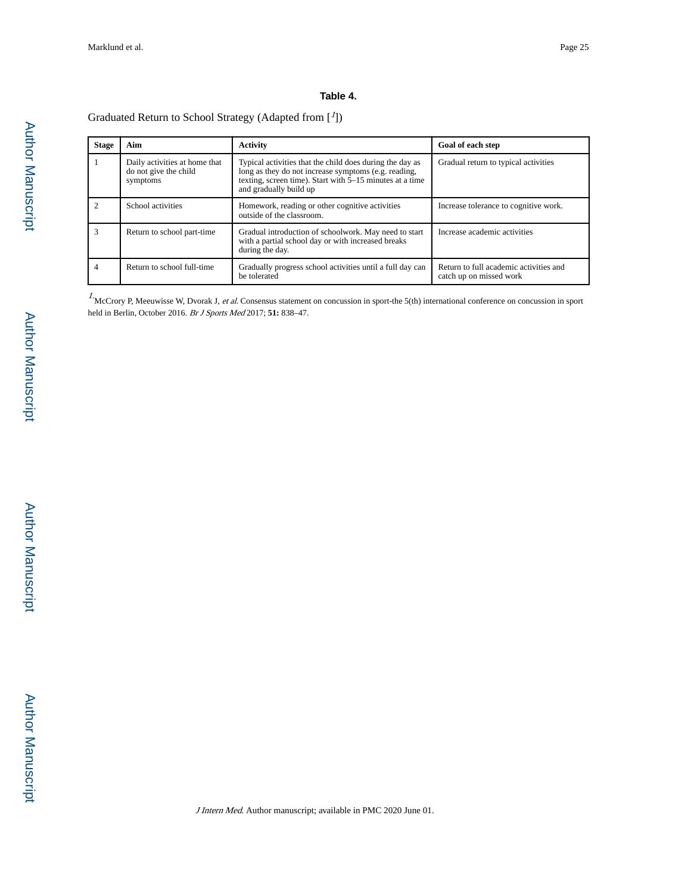## Table 4.

Graduated Return to School Strategy (Adapted from [1])

| Stage | Aim | Activity | Goal of each step |
|---|---|---|---|
| 1 | Daily activities at home that do not give the child symptoms | Typical activities that the child does during the day as long as they do not increase symptoms (e.g. reading, texting, screen time). Start with 5–15 minutes at a time and gradually build up | Gradual return to typical activities |
| 2 | School activities | Homework, reading or other cognitive activities outside of the classroom. | Increase tolerance to cognitive work. |
| 3 | Return to school part-time | Gradual introduction of schoolwork. May need to start with a partial school day or with increased breaks during the day. | Increase academic activities |
| 4 | Return to school full-time | Gradually progress school activities until a full day can be tolerated | Return to full academic activities and catch up on missed work |

[1] McCrory P, Meeuwisse W, Dvorak J, *et al*. Consensus statement on concussion in sport-the 5(th) international conference on concussion in sport held in Berlin, October 2016. *Br J Sports Med* 2017; **51:** 838–47.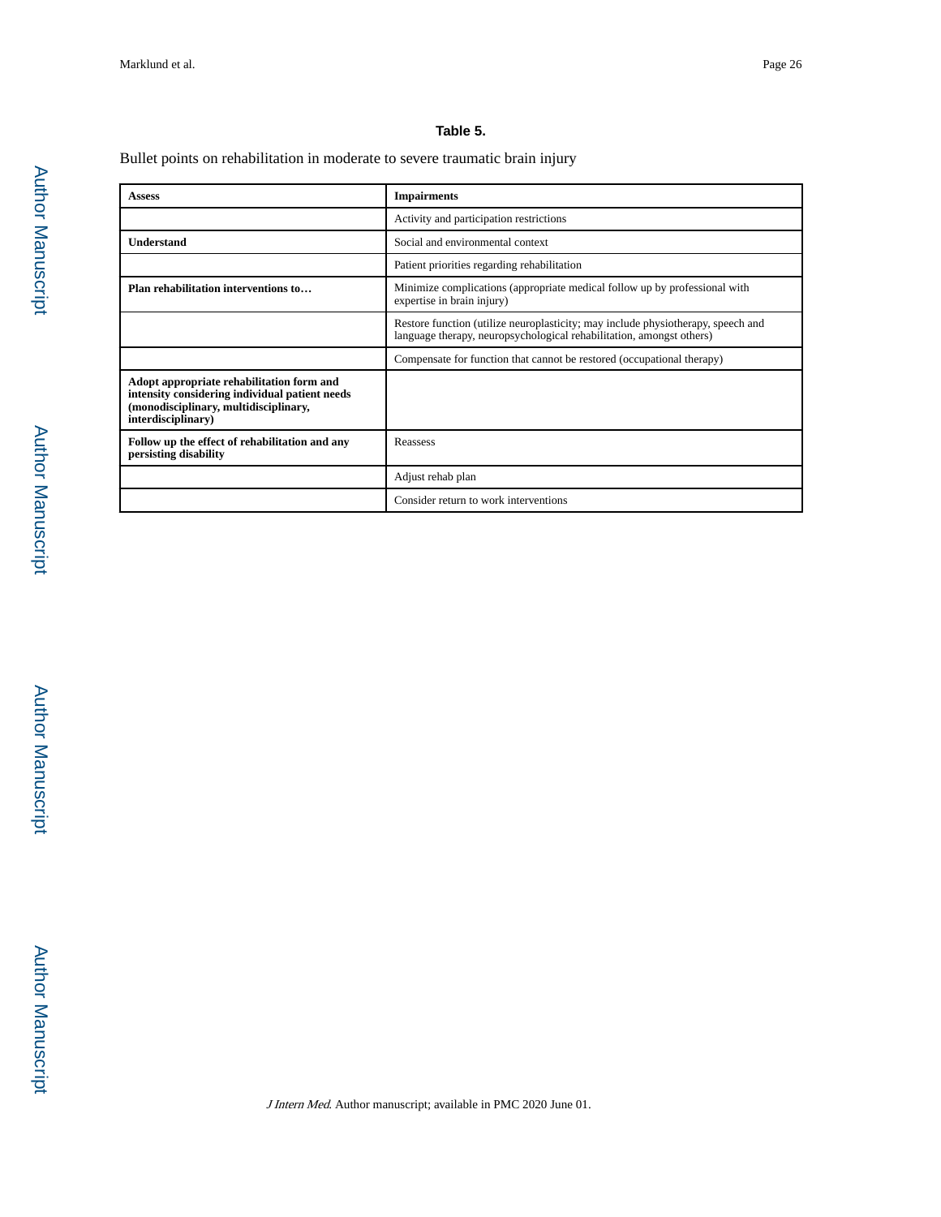**Table 5.**

Bullet points on rehabilitation in moderate to severe traumatic brain injury

| **Assess** | **Impairments** |
|---|---|
| | Activity and participation restrictions |
| **Understand** | Social and environmental context |
| | Patient priorities regarding rehabilitation |
| **Plan rehabilitation interventions to…** | Minimize complications (appropriate medical follow up by professional with expertise in brain injury) |
| | Restore function (utilize neuroplasticity; may include physiotherapy, speech and language therapy, neuropsychological rehabilitation, amongst others) |
| | Compensate for function that cannot be restored (occupational therapy) |
| **Adopt appropriate rehabilitation form and intensity considering individual patient needs (monodisciplinary, multidisciplinary, interdisciplinary)** | |
| **Follow up the effect of rehabilitation and any persisting disability** | Reassess |
| | Adjust rehab plan |
| | Consider return to work interventions |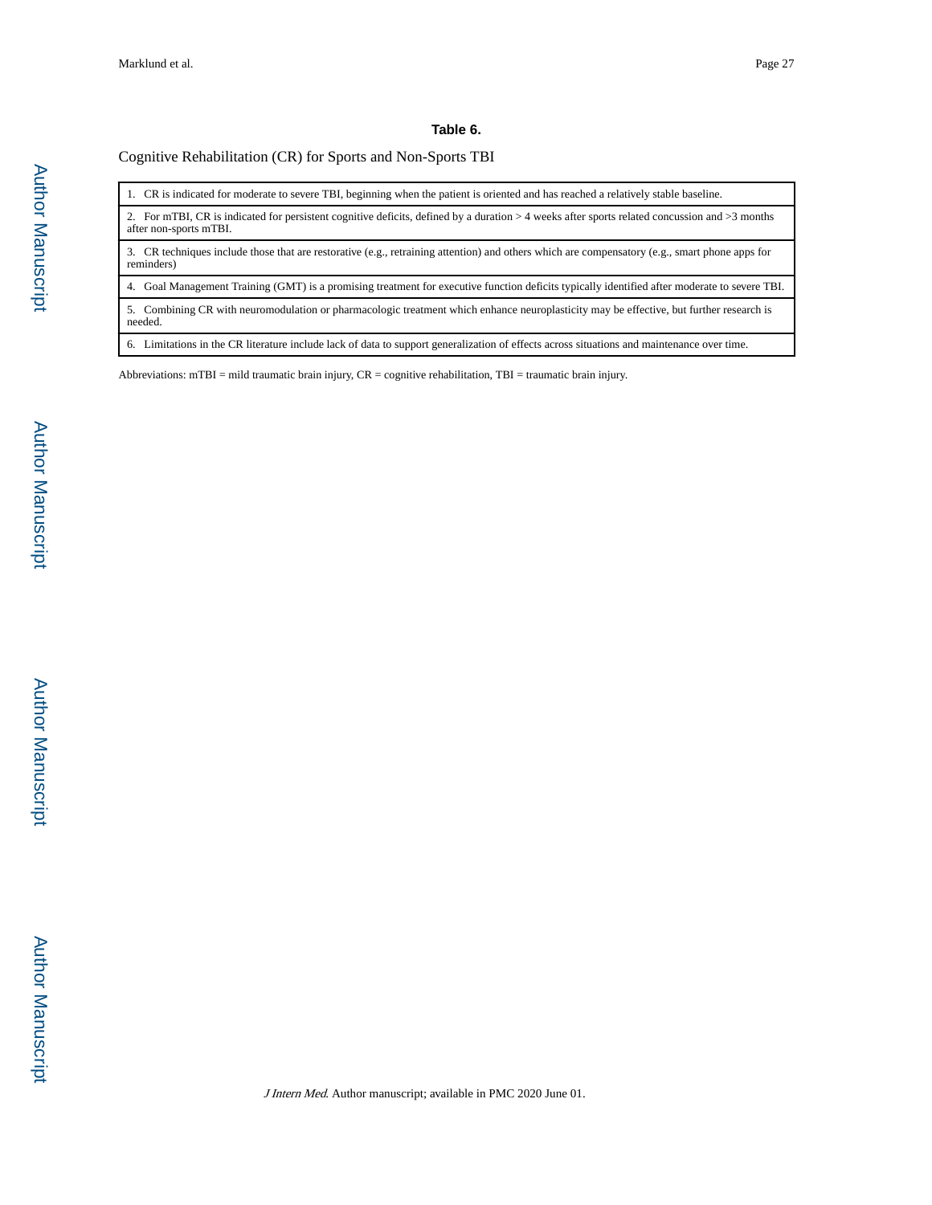**Table 6.**

Cognitive Rehabilitation (CR) for Sports and Non-Sports TBI

| |
|---|
| 1. CR is indicated for moderate to severe TBI, beginning when the patient is oriented and has reached a relatively stable baseline. |
| 2. For mTBI, CR is indicated for persistent cognitive deficits, defined by a duration > 4 weeks after sports related concussion and >3 months after non-sports mTBI. |
| 3. CR techniques include those that are restorative (e.g., retraining attention) and others which are compensatory (e.g., smart phone apps for reminders) |
| 4. Goal Management Training (GMT) is a promising treatment for executive function deficits typically identified after moderate to severe TBI. |
| 5. Combining CR with neuromodulation or pharmacologic treatment which enhance neuroplasticity may be effective, but further research is needed. |
| 6. Limitations in the CR literature include lack of data to support generalization of effects across situations and maintenance over time. |

Abbreviations: mTBI = mild traumatic brain injury, CR = cognitive rehabilitation, TBI = traumatic brain injury.